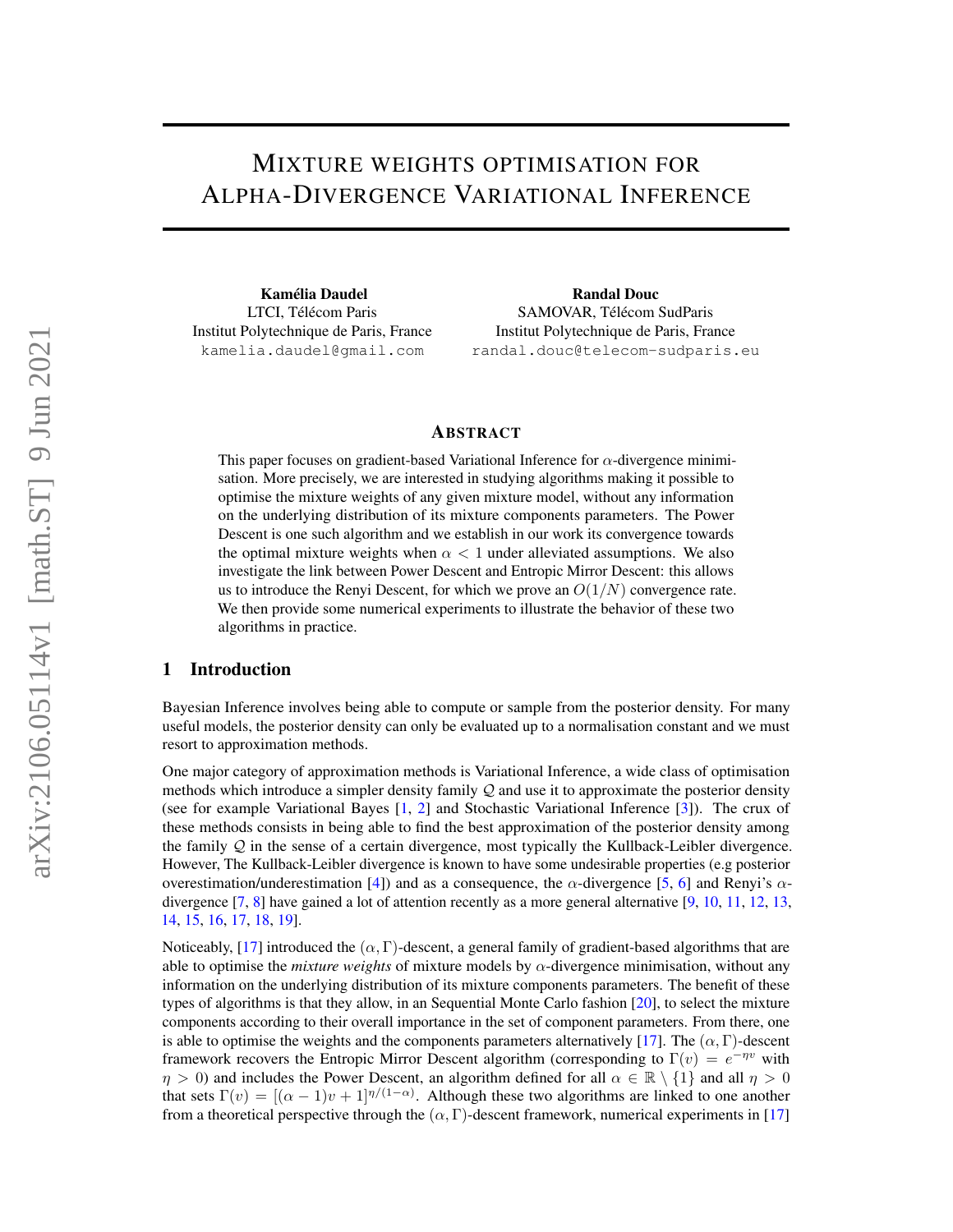# MIXTURE WEIGHTS OPTIMISATION FOR ALPHA-DIVERGENCE VARIATIONAL INFERENCE

**Kamélia Daudel**
LTCI, Télécom Paris
Institut Polytechnique de Paris, France
kamelia.daudel@gmail.com

**Randal Douc**
SAMOVAR, Télécom SudParis
Institut Polytechnique de Paris, France
randal.douc@telecom-sudparis.eu

## ABSTRACT

This paper focuses on gradient-based Variational Inference for $\alpha$-divergence minimisation. More precisely, we are interested in studying algorithms making it possible to optimise the mixture weights of any given mixture model, without any information on the underlying distribution of its mixture components parameters. The Power Descent is one such algorithm and we establish in our work its convergence towards the optimal mixture weights when $\alpha < 1$ under alleviated assumptions. We also investigate the link between Power Descent and Entropic Mirror Descent: this allows us to introduce the Renyi Descent, for which we prove an $O(1/N)$ convergence rate. We then provide some numerical experiments to illustrate the behavior of these two algorithms in practice.

## 1 Introduction

Bayesian Inference involves being able to compute or sample from the posterior density. For many useful models, the posterior density can only be evaluated up to a normalisation constant and we must resort to approximation methods.

One major category of approximation methods is Variational Inference, a wide class of optimisation methods which introduce a simpler density family $\mathcal{Q}$ and use it to approximate the posterior density (see for example Variational Bayes [1, 2] and Stochastic Variational Inference [3]). The crux of these methods consists in being able to find the best approximation of the posterior density among the family $\mathcal{Q}$ in the sense of a certain divergence, most typically the Kullback-Leibler divergence. However, The Kullback-Leibler divergence is known to have some undesirable properties (e.g posterior overestimation/underestimation [4]) and as a consequence, the $\alpha$-divergence [5, 6] and Renyi's $\alpha$-divergence [7, 8] have gained a lot of attention recently as a more general alternative [9, 10, 11, 12, 13, 14, 15, 16, 17, 18, 19].

Noticeably, [17] introduced the $(\alpha, \Gamma)$-descent, a general family of gradient-based algorithms that are able to optimise the *mixture weights* of mixture models by $\alpha$-divergence minimisation, without any information on the underlying distribution of its mixture components parameters. The benefit of these types of algorithms is that they allow, in an Sequential Monte Carlo fashion [20], to select the mixture components according to their overall importance in the set of component parameters. From there, one is able to optimise the weights and the components parameters alternatively [17]. The $(\alpha, \Gamma)$-descent framework recovers the Entropic Mirror Descent algorithm (corresponding to $\Gamma(v) = e^{-\eta v}$ with $\eta > 0$) and includes the Power Descent, an algorithm defined for all $\alpha \in \mathbb{R} \setminus \{1\}$ and all $\eta > 0$ that sets $\Gamma(v) = [(\alpha - 1)v + 1]^{\eta/(1-\alpha)}$. Although these two algorithms are linked to one another from a theoretical perspective through the $(\alpha, \Gamma)$-descent framework, numerical experiments in [17]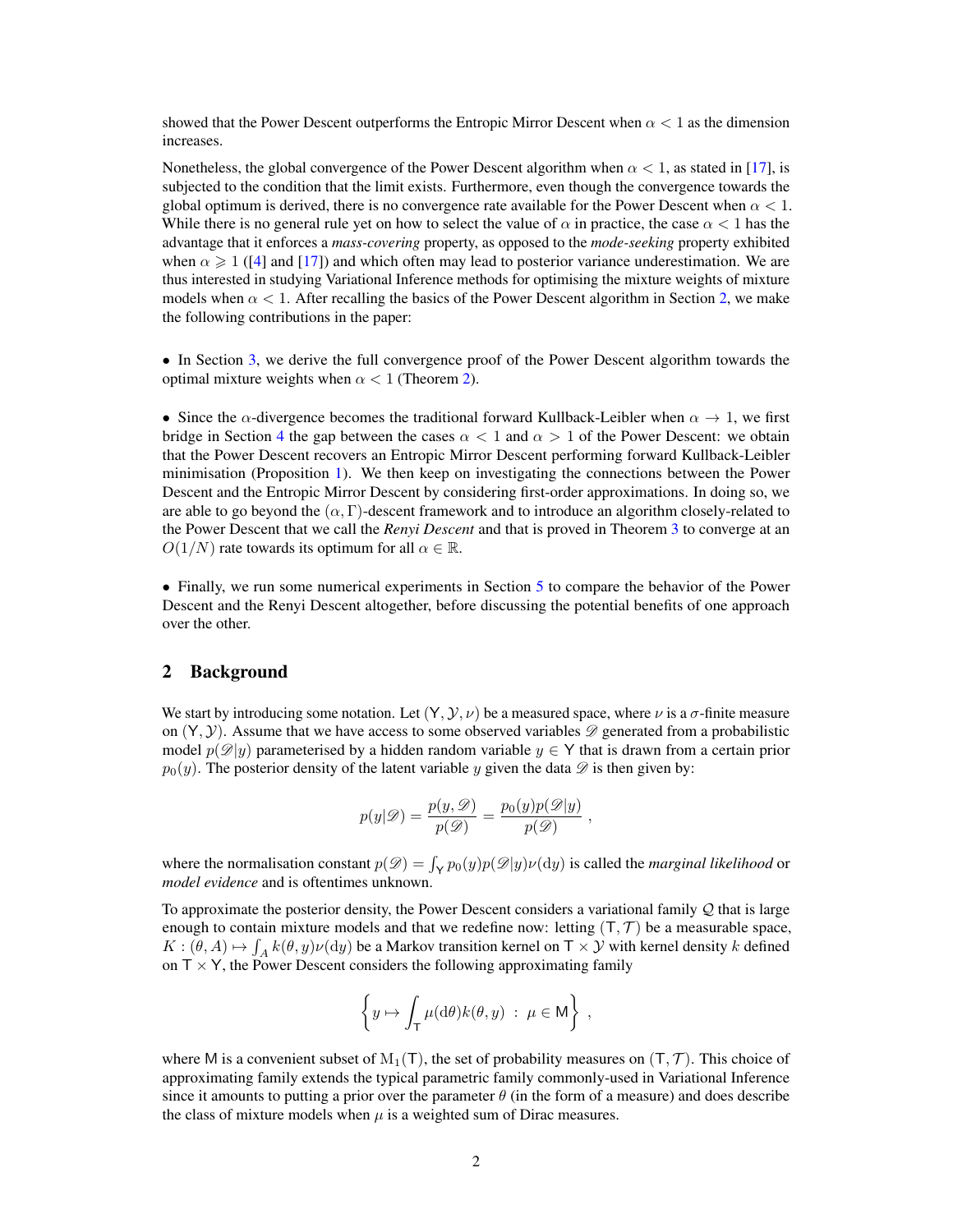showed that the Power Descent outperforms the Entropic Mirror Descent when $\alpha < 1$ as the dimension increases.

Nonetheless, the global convergence of the Power Descent algorithm when $\alpha < 1$, as stated in [17], is subjected to the condition that the limit exists. Furthermore, even though the convergence towards the global optimum is derived, there is no convergence rate available for the Power Descent when $\alpha < 1$. While there is no general rule yet on how to select the value of $\alpha$ in practice, the case $\alpha < 1$ has the advantage that it enforces a *mass-covering* property, as opposed to the *mode-seeking* property exhibited when $\alpha \geqslant 1$ ([4] and [17]) and which often may lead to posterior variance underestimation. We are thus interested in studying Variational Inference methods for optimising the mixture weights of mixture models when $\alpha < 1$. After recalling the basics of the Power Descent algorithm in Section 2, we make the following contributions in the paper:

- In Section 3, we derive the full convergence proof of the Power Descent algorithm towards the optimal mixture weights when $\alpha < 1$ (Theorem 2).

- Since the $\alpha$-divergence becomes the traditional forward Kullback-Leibler when $\alpha \to 1$, we first bridge in Section 4 the gap between the cases $\alpha < 1$ and $\alpha > 1$ of the Power Descent: we obtain that the Power Descent recovers an Entropic Mirror Descent performing forward Kullback-Leibler minimisation (Proposition 1). We then keep on investigating the connections between the Power Descent and the Entropic Mirror Descent by considering first-order approximations. In doing so, we are able to go beyond the $(\alpha, \Gamma)$-descent framework and to introduce an algorithm closely-related to the Power Descent that we call the ***Renyi Descent*** and that is proved in Theorem 3 to converge at an $O(1/N)$ rate towards its optimum for all $\alpha \in \mathbb{R}$.

- Finally, we run some numerical experiments in Section 5 to compare the behavior of the Power Descent and the Renyi Descent altogether, before discussing the potential benefits of one approach over the other.

## 2 Background

We start by introducing some notation. Let $(\mathsf{Y}, \mathcal{Y}, \nu)$ be a measured space, where $\nu$ is a $\sigma$-finite measure on $(\mathsf{Y}, \mathcal{Y})$. Assume that we have access to some observed variables $\mathscr{D}$ generated from a probabilistic model $p(\mathscr{D}|y)$ parameterised by a hidden random variable $y \in \mathsf{Y}$ that is drawn from a certain prior $p_0(y)$. The posterior density of the latent variable $y$ given the data $\mathscr{D}$ is then given by:

$$
p(y|\mathscr{D}) = \frac{p(y, \mathscr{D})}{p(\mathscr{D})} = \frac{p_0(y) p(\mathscr{D}|y)}{p(\mathscr{D})} ,
$$

where the normalisation constant $p(\mathscr{D}) = \int_{\mathsf{Y}} p_0(y) p(\mathscr{D}|y) \nu(\mathrm{d}y)$ is called the *marginal likelihood* or *model evidence* and is oftentimes unknown.

To approximate the posterior density, the Power Descent considers a variational family $\mathcal{Q}$ that is large enough to contain mixture models and that we redefine now: letting $(\mathsf{T}, \mathcal{T})$ be a measurable space, $K : (\theta, A) \mapsto \int_A k(\theta, y) \nu(\mathrm{d}y)$ be a Markov transition kernel on $\mathsf{T} \times \mathcal{Y}$ with kernel density $k$ defined on $\mathsf{T} \times \mathsf{Y}$, the Power Descent considers the following approximating family

$$
\left\{ y \mapsto \int_{\mathsf{T}} \mu(\mathrm{d}\theta) k(\theta, y) \ : \ \mu \in \mathsf{M} \right\} ,
$$

where $\mathsf{M}$ is a convenient subset of $\mathrm{M}_1(\mathsf{T})$, the set of probability measures on $(\mathsf{T}, \mathcal{T})$. This choice of approximating family extends the typical parametric family commonly-used in Variational Inference since it amounts to putting a prior over the parameter $\theta$ (in the form of a measure) and does describe the class of mixture models when $\mu$ is a weighted sum of Dirac measures.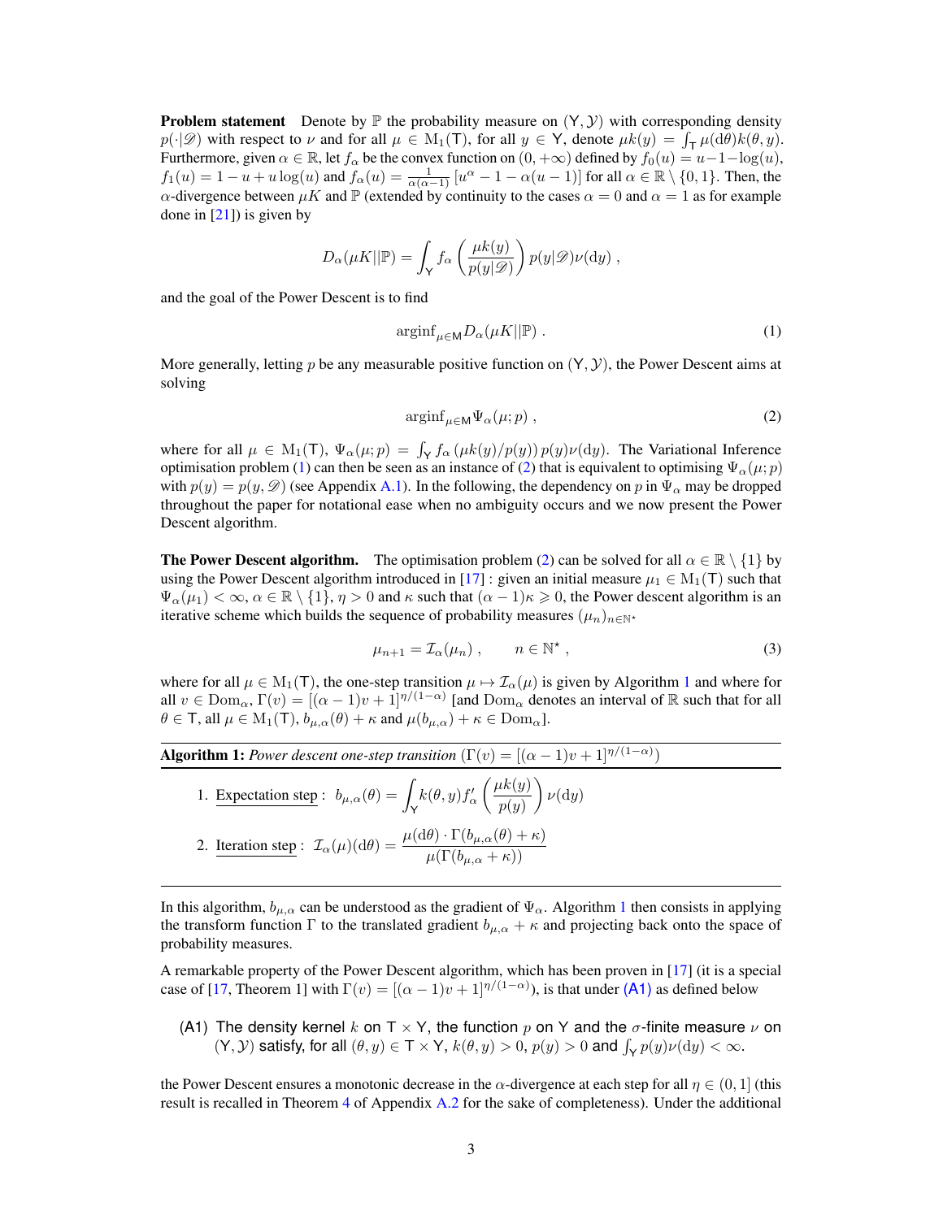**Problem statement** Denote by $\mathbb{P}$ the probability measure on $(\mathsf{Y}, \mathcal{Y})$ with corresponding density $p(\cdot|\mathscr{D})$ with respect to $\nu$ and for all $\mu \in \mathrm{M}_1(\mathsf{T})$, for all $y \in \mathsf{Y}$, denote $\mu k(y) = \int_{\mathsf{T}} \mu(\mathrm{d}\theta) k(\theta, y)$. Furthermore, given $\alpha \in \mathbb{R}$, let $f_\alpha$ be the convex function on $(0, +\infty)$ defined by $f_0(u) = u - 1 - \log(u)$, $f_1(u) = 1 - u + u\log(u)$ and $f_\alpha(u) = \frac{1}{\alpha(\alpha-1)}\left[u^\alpha - 1 - \alpha(u-1)\right]$ for all $\alpha \in \mathbb{R} \setminus \{0, 1\}$. Then, the $\alpha$-divergence between $\mu K$ and $\mathbb{P}$ (extended by continuity to the cases $\alpha = 0$ and $\alpha = 1$ as for example done in [21]) is given by

$$D_\alpha(\mu K || \mathbb{P}) = \int_{\mathsf{Y}} f_\alpha\left(\frac{\mu k(y)}{p(y|\mathscr{D})}\right) p(y|\mathscr{D}) \nu(\mathrm{d}y) ,$$

and the goal of the Power Descent is to find

$$\mathrm{arginf}_{\mu \in \mathsf{M}} D_\alpha(\mu K || \mathbb{P}) . \tag{1}$$

More generally, letting $p$ be any measurable positive function on $(\mathsf{Y}, \mathcal{Y})$, the Power Descent aims at solving

$$\mathrm{arginf}_{\mu \in \mathsf{M}} \Psi_\alpha(\mu; p) , \tag{2}$$

where for all $\mu \in \mathrm{M}_1(\mathsf{T})$, $\Psi_\alpha(\mu; p) = \int_{\mathsf{Y}} f_\alpha\left(\mu k(y)/p(y)\right) p(y) \nu(\mathrm{d}y)$. The Variational Inference optimisation problem (1) can then be seen as an instance of (2) that is equivalent to optimising $\Psi_\alpha(\mu; p)$ with $p(y) = p(y, \mathscr{D})$ (see Appendix A.1). In the following, the dependency on $p$ in $\Psi_\alpha$ may be dropped throughout the paper for notational ease when no ambiguity occurs and we now present the Power Descent algorithm.

**The Power Descent algorithm.** The optimisation problem (2) can be solved for all $\alpha \in \mathbb{R} \setminus \{1\}$ by using the Power Descent algorithm introduced in [17] : given an initial measure $\mu_1 \in \mathrm{M}_1(\mathsf{T})$ such that $\Psi_\alpha(\mu_1) < \infty$, $\alpha \in \mathbb{R} \setminus \{1\}$, $\eta > 0$ and $\kappa$ such that $(\alpha - 1)\kappa \geqslant 0$, the Power descent algorithm is an iterative scheme which builds the sequence of probability measures $(\mu_n)_{n \in \mathbb{N}^\star}$

$$\mu_{n+1} = \mathcal{I}_\alpha(\mu_n) , \qquad n \in \mathbb{N}^\star , \tag{3}$$

where for all $\mu \in \mathrm{M}_1(\mathsf{T})$, the one-step transition $\mu \mapsto \mathcal{I}_\alpha(\mu)$ is given by Algorithm 1 and where for all $v \in \mathrm{Dom}_\alpha$, $\Gamma(v) = [(\alpha-1)v + 1]^{\eta/(1-\alpha)}$ [and $\mathrm{Dom}_\alpha$ denotes an interval of $\mathbb{R}$ such that for all $\theta \in \mathsf{T}$, all $\mu \in \mathrm{M}_1(\mathsf{T})$, $b_{\mu,\alpha}(\theta) + \kappa$ and $\mu(b_{\mu,\alpha}) + \kappa \in \mathrm{Dom}_\alpha$].

---

**Algorithm 1:** *Power descent one-step transition* ($\Gamma(v) = [(\alpha-1)v + 1]^{\eta/(1-\alpha)}$)

1. Expectation step : $b_{\mu,\alpha}(\theta) = \displaystyle\int_{\mathsf{Y}} k(\theta, y) f'_\alpha\left(\frac{\mu k(y)}{p(y)}\right) \nu(\mathrm{d}y)$
2. Iteration step : $\mathcal{I}_\alpha(\mu)(\mathrm{d}\theta) = \dfrac{\mu(\mathrm{d}\theta) \cdot \Gamma(b_{\mu,\alpha}(\theta) + \kappa)}{\mu(\Gamma(b_{\mu,\alpha} + \kappa))}$

---

In this algorithm, $b_{\mu,\alpha}$ can be understood as the gradient of $\Psi_\alpha$. Algorithm 1 then consists in applying the transform function $\Gamma$ to the translated gradient $b_{\mu,\alpha} + \kappa$ and projecting back onto the space of probability measures.

A remarkable property of the Power Descent algorithm, which has been proven in [17] (it is a special case of [17, Theorem 1] with $\Gamma(v) = [(\alpha-1)v + 1]^{\eta/(1-\alpha)}$), is that under (A1) as defined below

(A1) The density kernel $k$ on $\mathsf{T} \times \mathsf{Y}$, the function $p$ on $\mathsf{Y}$ and the $\sigma$-finite measure $\nu$ on $(\mathsf{Y}, \mathcal{Y})$ satisfy, for all $(\theta, y) \in \mathsf{T} \times \mathsf{Y}$, $k(\theta, y) > 0$, $p(y) > 0$ and $\int_{\mathsf{Y}} p(y) \nu(\mathrm{d}y) < \infty$.

the Power Descent ensures a monotonic decrease in the $\alpha$-divergence at each step for all $\eta \in (0, 1]$ (this result is recalled in Theorem 4 of Appendix A.2 for the sake of completeness). Under the additional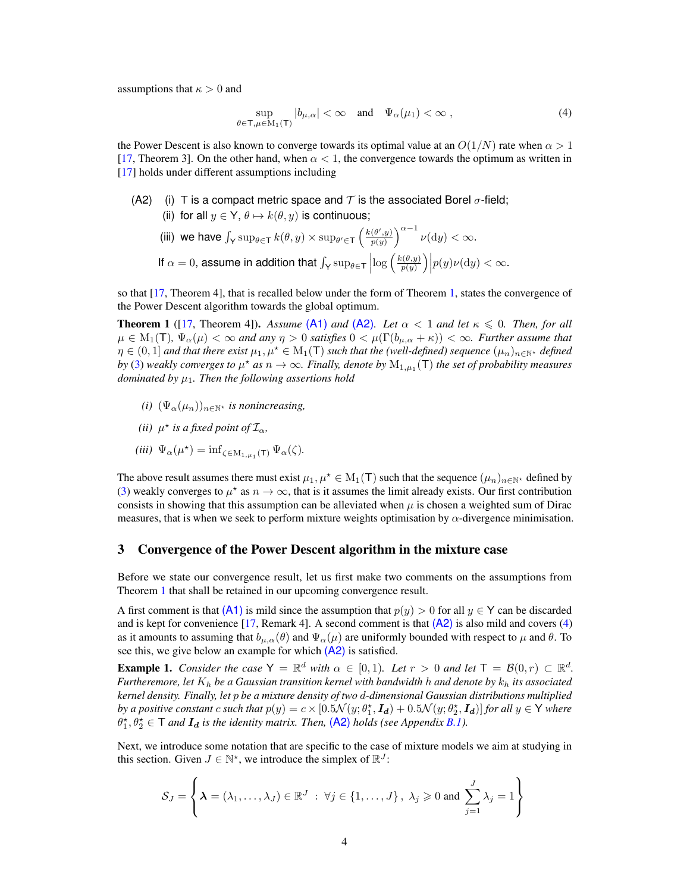assumptions that $\kappa > 0$ and

$$\sup_{\theta \in \mathsf{T}, \mu \in \mathrm{M}_1(\mathsf{T})} |b_{\mu,\alpha}| < \infty \quad \text{and} \quad \Psi_\alpha(\mu_1) < \infty \,, \tag{4}$$

the Power Descent is also known to converge towards its optimal value at an $O(1/N)$ rate when $\alpha > 1$ [17, Theorem 3]. On the other hand, when $\alpha < 1$, the convergence towards the optimum as written in [17] holds under different assumptions including

(A2) (i) $\mathsf{T}$ is a compact metric space and $\mathcal{T}$ is the associated Borel $\sigma$-field;

(ii) for all $y \in \mathsf{Y}$, $\theta \mapsto k(\theta, y)$ is continuous;

(iii) we have $\int_{\mathsf{Y}} \sup_{\theta \in \mathsf{T}} k(\theta, y) \times \sup_{\theta' \in \mathsf{T}} \left( \frac{k(\theta', y)}{p(y)} \right)^{\alpha - 1} \nu(\mathrm{d}y) < \infty$.

If $\alpha = 0$, assume in addition that $\int_{\mathsf{Y}} \sup_{\theta \in \mathsf{T}} \left| \log \left( \frac{k(\theta, y)}{p(y)} \right) \right| p(y) \nu(\mathrm{d}y) < \infty$.

so that [17, Theorem 4], that is recalled below under the form of Theorem 1, states the convergence of the Power Descent algorithm towards the global optimum.

**Theorem 1** ([17, Theorem 4]). *Assume (A1) and (A2). Let $\alpha < 1$ and let $\kappa \leqslant 0$. Then, for all $\mu \in \mathrm{M}_1(\mathsf{T})$, $\Psi_\alpha(\mu) < \infty$ and any $\eta > 0$ satisfies $0 < \mu(\Gamma(b_{\mu,\alpha} + \kappa)) < \infty$. Further assume that $\eta \in (0, 1]$ and that there exist $\mu_1, \mu^\star \in \mathrm{M}_1(\mathsf{T})$ such that the (well-defined) sequence $(\mu_n)_{n \in \mathbb{N}^\star}$ defined by (3) weakly converges to $\mu^\star$ as $n \to \infty$. Finally, denote by $\mathrm{M}_{1,\mu_1}(\mathsf{T})$ the set of probability measures dominated by $\mu_1$. Then the following assertions hold*

*(i) $(\Psi_\alpha(\mu_n))_{n \in \mathbb{N}^\star}$ is nonincreasing,*

*(ii) $\mu^\star$ is a fixed point of $\mathcal{I}_\alpha$,*

*(iii) $\Psi_\alpha(\mu^\star) = \inf_{\zeta \in \mathrm{M}_{1,\mu_1}(\mathsf{T})} \Psi_\alpha(\zeta)$.*

The above result assumes there must exist $\mu_1, \mu^\star \in \mathrm{M}_1(\mathsf{T})$ such that the sequence $(\mu_n)_{n \in \mathbb{N}^\star}$ defined by (3) weakly converges to $\mu^\star$ as $n \to \infty$, that is it assumes the limit already exists. Our first contribution consists in showing that this assumption can be alleviated when $\mu$ is chosen a weighted sum of Dirac measures, that is when we seek to perform mixture weights optimisation by $\alpha$-divergence minimisation.

## 3 Convergence of the Power Descent algorithm in the mixture case

Before we state our convergence result, let us first make two comments on the assumptions from Theorem 1 that shall be retained in our upcoming convergence result.

A first comment is that (A1) is mild since the assumption that $p(y) > 0$ for all $y \in \mathsf{Y}$ can be discarded and is kept for convenience [17, Remark 4]. A second comment is that (A2) is also mild and covers (4) as it amounts to assuming that $b_{\mu,\alpha}(\theta)$ and $\Psi_\alpha(\mu)$ are uniformly bounded with respect to $\mu$ and $\theta$. To see this, we give below an example for which (A2) is satisfied.

**Example 1.** *Consider the case $\mathsf{Y} = \mathbb{R}^d$ with $\alpha \in [0, 1)$. Let $r > 0$ and let $\mathsf{T} = \mathcal{B}(0, r) \subset \mathbb{R}^d$. Furtheremore, let $K_h$ be a Gaussian transition kernel with bandwidth $h$ and denote by $k_h$ its associated kernel density. Finally, let $p$ be a mixture density of two $d$-dimensional Gaussian distributions multiplied by a positive constant $c$ such that $p(y) = c \times [0.5\mathcal{N}(y; \theta_1^\star, \boldsymbol{I_d}) + 0.5\mathcal{N}(y; \theta_2^\star, \boldsymbol{I_d})]$ for all $y \in \mathsf{Y}$ where $\theta_1^\star, \theta_2^\star \in \mathsf{T}$ and $\boldsymbol{I_d}$ is the identity matrix. Then, (A2) holds (see Appendix B.1).*

Next, we introduce some notation that are specific to the case of mixture models we aim at studying in this section. Given $J \in \mathbb{N}^\star$, we introduce the simplex of $\mathbb{R}^J$:

$$\mathcal{S}_J = \left\{ \boldsymbol{\lambda} = (\lambda_1, \ldots, \lambda_J) \in \mathbb{R}^J \;:\; \forall j \in \{1, \ldots, J\} \,,\; \lambda_j \geqslant 0 \text{ and } \sum_{j=1}^J \lambda_j = 1 \right\}$$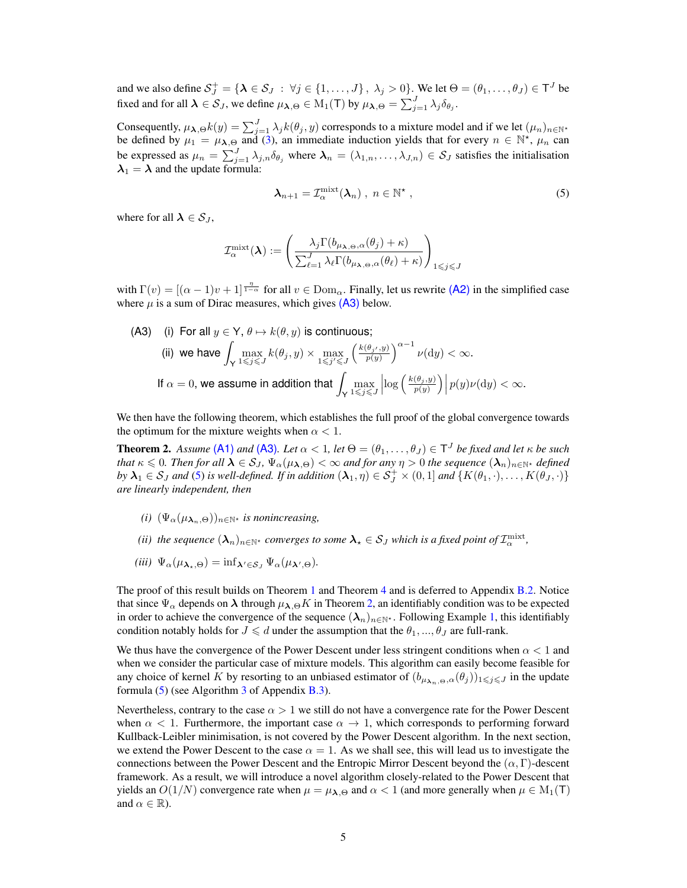and we also define $\mathcal{S}_J^+ = \{\boldsymbol{\lambda} \in \mathcal{S}_J \ : \ \forall j \in \{1, \dots, J\}, \ \lambda_j > 0\}$. We let $\Theta = (\theta_1, \dots, \theta_J) \in \mathsf{T}^J$ be fixed and for all $\boldsymbol{\lambda} \in \mathcal{S}_J$, we define $\mu_{\boldsymbol{\lambda},\Theta} \in \mathrm{M}_1(\mathsf{T})$ by $\mu_{\boldsymbol{\lambda},\Theta} = \sum_{j=1}^J \lambda_j \delta_{\theta_j}$.

Consequently, $\mu_{\boldsymbol{\lambda},\Theta} k(y) = \sum_{j=1}^J \lambda_j k(\theta_j, y)$ corresponds to a mixture model and if we let $(\mu_n)_{n \in \mathbb{N}^\star}$ be defined by $\mu_1 = \mu_{\boldsymbol{\lambda},\Theta}$ and (3), an immediate induction yields that for every $n \in \mathbb{N}^\star$, $\mu_n$ can be expressed as $\mu_n = \sum_{j=1}^J \lambda_{j,n} \delta_{\theta_j}$ where $\boldsymbol{\lambda}_n = (\lambda_{1,n}, \dots, \lambda_{J,n}) \in \mathcal{S}_J$ satisfies the initialisation $\boldsymbol{\lambda}_1 = \boldsymbol{\lambda}$ and the update formula:

$$
\boldsymbol{\lambda}_{n+1} = \mathcal{I}_\alpha^{\mathrm{mixt}}(\boldsymbol{\lambda}_n) \ , \ n \in \mathbb{N}^\star \ , \tag{5}
$$

where for all $\boldsymbol{\lambda} \in \mathcal{S}_J$,

$$
\mathcal{I}_\alpha^{\mathrm{mixt}}(\boldsymbol{\lambda}) := \left( \frac{\lambda_j \Gamma(b_{\mu_{\boldsymbol{\lambda},\Theta},\alpha}(\theta_j) + \kappa)}{\sum_{\ell=1}^J \lambda_\ell \Gamma(b_{\mu_{\boldsymbol{\lambda},\Theta},\alpha}(\theta_\ell) + \kappa)} \right)_{1 \leqslant j \leqslant J}
$$

with $\Gamma(v) = [(\alpha - 1)v + 1]^{\frac{\eta}{1-\alpha}}$ for all $v \in \mathrm{Dom}_\alpha$. Finally, let us rewrite (A2) in the simplified case where $\mu$ is a sum of Dirac measures, which gives (A3) below.

(A3) (i) For all $y \in \mathsf{Y}$, $\theta \mapsto k(\theta, y)$ is continuous;

(ii) we have $\displaystyle\int_{\mathsf{Y}} \max_{1 \leqslant j \leqslant J} k(\theta_j, y) \times \max_{1 \leqslant j' \leqslant J} \left( \frac{k(\theta_{j'}, y)}{p(y)} \right)^{\alpha - 1} \nu(\mathrm{d}y) < \infty$.

If $\alpha = 0$, we assume in addition that $\displaystyle\int_{\mathsf{Y}} \max_{1 \leqslant j \leqslant J} \left| \log \left( \frac{k(\theta_j, y)}{p(y)} \right) \right| p(y) \nu(\mathrm{d}y) < \infty$.

We then have the following theorem, which establishes the full proof of the global convergence towards the optimum for the mixture weights when $\alpha < 1$.

**Theorem 2.** *Assume (A1) and (A3). Let $\alpha < 1$, let $\Theta = (\theta_1, \dots, \theta_J) \in \mathsf{T}^J$ be fixed and let $\kappa$ be such that $\kappa \leqslant 0$. Then for all $\boldsymbol{\lambda} \in \mathcal{S}_J$, $\Psi_\alpha(\mu_{\boldsymbol{\lambda},\Theta}) < \infty$ and for any $\eta > 0$ the sequence $(\boldsymbol{\lambda}_n)_{n \in \mathbb{N}^\star}$ defined by $\boldsymbol{\lambda}_1 \in \mathcal{S}_J$ and (5) is well-defined. If in addition $(\boldsymbol{\lambda}_1, \eta) \in \mathcal{S}_J^+ \times (0, 1]$ and $\{K(\theta_1, \cdot), \dots, K(\theta_J, \cdot)\}$ are linearly independent, then*

*(i) $(\Psi_\alpha(\mu_{\boldsymbol{\lambda}_n,\Theta}))_{n \in \mathbb{N}^\star}$ is nonincreasing,*

*(ii) the sequence $(\boldsymbol{\lambda}_n)_{n \in \mathbb{N}^\star}$ converges to some $\boldsymbol{\lambda}_\star \in \mathcal{S}_J$ which is a fixed point of $\mathcal{I}_\alpha^{\mathrm{mixt}}$,*

*(iii) $\Psi_\alpha(\mu_{\boldsymbol{\lambda}_\star,\Theta}) = \inf_{\boldsymbol{\lambda}' \in \mathcal{S}_J} \Psi_\alpha(\mu_{\boldsymbol{\lambda}',\Theta})$.*

The proof of this result builds on Theorem 1 and Theorem 4 and is deferred to Appendix B.2. Notice that since $\Psi_\alpha$ depends on $\boldsymbol{\lambda}$ through $\mu_{\boldsymbol{\lambda},\Theta} K$ in Theorem 2, an identifiably condition was to be expected in order to achieve the convergence of the sequence $(\boldsymbol{\lambda}_n)_{n \in \mathbb{N}^\star}$. Following Example 1, this identifiably condition notably holds for $J \leqslant d$ under the assumption that the $\theta_1, ..., \theta_J$ are full-rank.

We thus have the convergence of the Power Descent under less stringent conditions when $\alpha < 1$ and when we consider the particular case of mixture models. This algorithm can easily become feasible for any choice of kernel $K$ by resorting to an unbiased estimator of $(b_{\mu_{\boldsymbol{\lambda}_n,\Theta},\alpha}(\theta_j))_{1 \leqslant j \leqslant J}$ in the update formula (5) (see Algorithm 3 of Appendix B.3).

Nevertheless, contrary to the case $\alpha > 1$ we still do not have a convergence rate for the Power Descent when $\alpha < 1$. Furthermore, the important case $\alpha \to 1$, which corresponds to performing forward Kullback-Leibler minimisation, is not covered by the Power Descent algorithm. In the next section, we extend the Power Descent to the case $\alpha = 1$. As we shall see, this will lead us to investigate the connections between the Power Descent and the Entropic Mirror Descent beyond the $(\alpha, \Gamma)$-descent framework. As a result, we will introduce a novel algorithm closely-related to the Power Descent that yields an $O(1/N)$ convergence rate when $\mu = \mu_{\boldsymbol{\lambda},\Theta}$ and $\alpha < 1$ (and more generally when $\mu \in \mathrm{M}_1(\mathsf{T})$ and $\alpha \in \mathbb{R}$).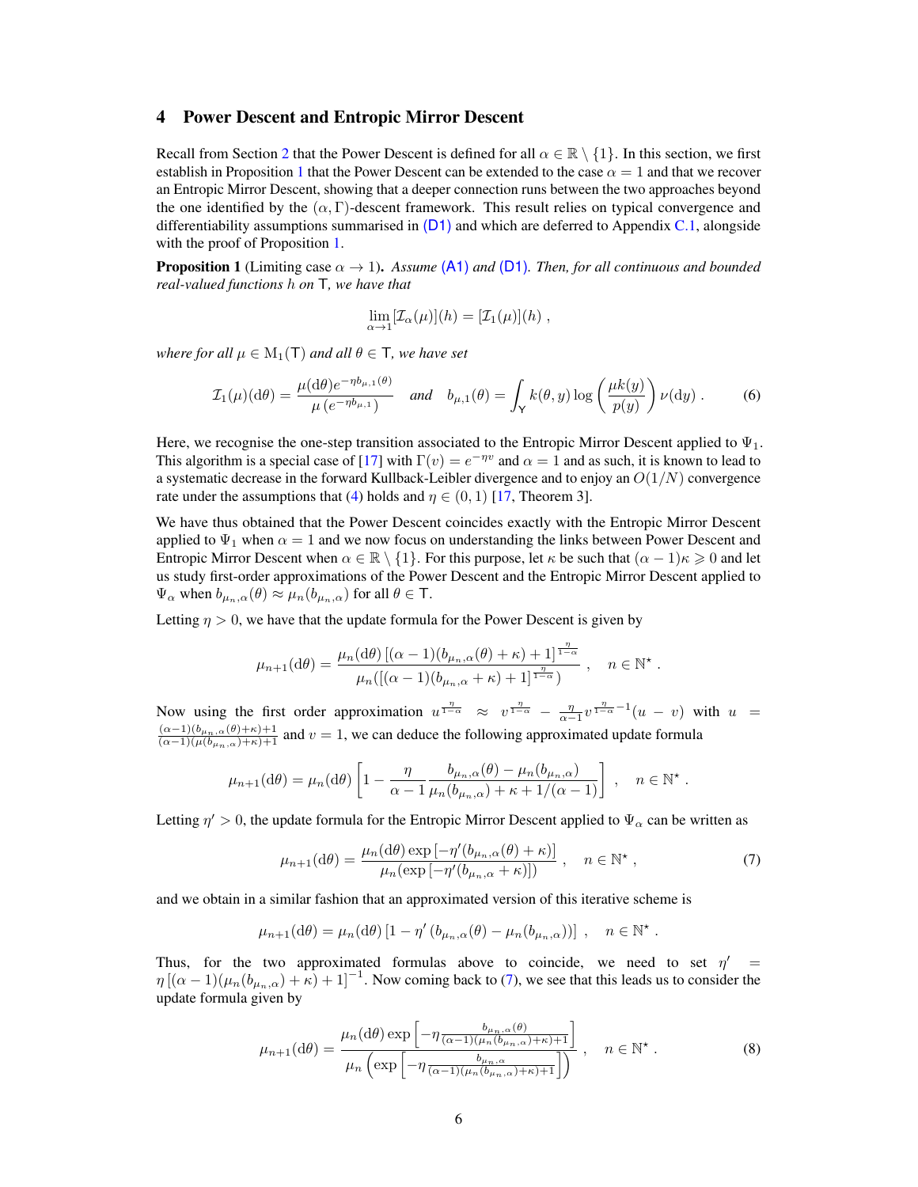## 4 Power Descent and Entropic Mirror Descent

Recall from Section 2 that the Power Descent is defined for all $\alpha \in \mathbb{R} \setminus \{1\}$. In this section, we first establish in Proposition 1 that the Power Descent can be extended to the case $\alpha = 1$ and that we recover an Entropic Mirror Descent, showing that a deeper connection runs between the two approaches beyond the one identified by the $(\alpha, \Gamma)$-descent framework. This result relies on typical convergence and differentiability assumptions summarised in (D1) and which are deferred to Appendix C.1, alongside with the proof of Proposition 1.

**Proposition 1** (Limiting case $\alpha \to 1$)**.** *Assume* (A1) *and* (D1)*. Then, for all continuous and bounded real-valued functions $h$ on $\mathsf{T}$, we have that*

$$\lim_{\alpha \to 1} [\mathcal{I}_\alpha(\mu)](h) = [\mathcal{I}_1(\mu)](h) \; ,$$

*where for all $\mu \in \mathrm{M}_1(\mathsf{T})$ and all $\theta \in \mathsf{T}$, we have set*

$$\mathcal{I}_1(\mu)(\mathrm{d}\theta) = \frac{\mu(\mathrm{d}\theta) e^{-\eta b_{\mu,1}(\theta)}}{\mu\left(e^{-\eta b_{\mu,1}}\right)} \quad \text{and} \quad b_{\mu,1}(\theta) = \int_{\mathsf{Y}} k(\theta, y) \log\left(\frac{\mu k(y)}{p(y)}\right) \nu(\mathrm{d}y) \; . \tag{6}$$

Here, we recognise the one-step transition associated to the Entropic Mirror Descent applied to $\Psi_1$. This algorithm is a special case of [17] with $\Gamma(v) = e^{-\eta v}$ and $\alpha = 1$ and as such, it is known to lead to a systematic decrease in the forward Kullback-Leibler divergence and to enjoy an $O(1/N)$ convergence rate under the assumptions that (4) holds and $\eta \in (0, 1)$ [17, Theorem 3].

We have thus obtained that the Power Descent coincides exactly with the Entropic Mirror Descent applied to $\Psi_1$ when $\alpha = 1$ and we now focus on understanding the links between Power Descent and Entropic Mirror Descent when $\alpha \in \mathbb{R} \setminus \{1\}$. For this purpose, let $\kappa$ be such that $(\alpha - 1)\kappa \geqslant 0$ and let us study first-order approximations of the Power Descent and the Entropic Mirror Descent applied to $\Psi_\alpha$ when $b_{\mu_n,\alpha}(\theta) \approx \mu_n(b_{\mu_n,\alpha})$ for all $\theta \in \mathsf{T}$.

Letting $\eta > 0$, we have that the update formula for the Power Descent is given by

$$\mu_{n+1}(\mathrm{d}\theta) = \frac{\mu_n(\mathrm{d}\theta) \left[(\alpha - 1)(b_{\mu_n,\alpha}(\theta) + \kappa) + 1\right]^{\frac{\eta}{1-\alpha}}}{\mu_n(\left[(\alpha - 1)(b_{\mu_n,\alpha} + \kappa) + 1\right]^{\frac{\eta}{1-\alpha}})} \; , \quad n \in \mathbb{N}^\star \; .$$

Now using the first order approximation $u^{\frac{\eta}{1-\alpha}} \approx v^{\frac{\eta}{1-\alpha}} - \frac{\eta}{\alpha - 1} v^{\frac{\eta}{1-\alpha} - 1}(u - v)$ with $u = \frac{(\alpha-1)(b_{\mu_n,\alpha}(\theta)+\kappa)+1}{(\alpha-1)(\mu(b_{\mu_n,\alpha})+\kappa)+1}$ and $v = 1$, we can deduce the following approximated update formula

$$\mu_{n+1}(\mathrm{d}\theta) = \mu_n(\mathrm{d}\theta) \left[1 - \frac{\eta}{\alpha - 1} \frac{b_{\mu_n,\alpha}(\theta) - \mu_n(b_{\mu_n,\alpha})}{\mu_n(b_{\mu_n,\alpha}) + \kappa + 1/(\alpha - 1)}\right] \; , \quad n \in \mathbb{N}^\star \; .$$

Letting $\eta' > 0$, the update formula for the Entropic Mirror Descent applied to $\Psi_\alpha$ can be written as

$$\mu_{n+1}(\mathrm{d}\theta) = \frac{\mu_n(\mathrm{d}\theta) \exp\left[-\eta'(b_{\mu_n,\alpha}(\theta) + \kappa)\right]}{\mu_n(\exp\left[-\eta'(b_{\mu_n,\alpha} + \kappa)\right])} \; , \quad n \in \mathbb{N}^\star \; , \tag{7}$$

and we obtain in a similar fashion that an approximated version of this iterative scheme is

$$\mu_{n+1}(\mathrm{d}\theta) = \mu_n(\mathrm{d}\theta) \left[1 - \eta' \left(b_{\mu_n,\alpha}(\theta) - \mu_n(b_{\mu_n,\alpha})\right)\right] \; , \quad n \in \mathbb{N}^\star \; .$$

Thus, for the two approximated formulas above to coincide, we need to set $\eta' = \eta \left[(\alpha - 1)(\mu_n(b_{\mu_n,\alpha}) + \kappa) + 1\right]^{-1}$. Now coming back to (7), we see that this leads us to consider the update formula given by

$$\mu_{n+1}(\mathrm{d}\theta) = \frac{\mu_n(\mathrm{d}\theta) \exp\left[-\eta \frac{b_{\mu_n,\alpha}(\theta)}{(\alpha-1)(\mu_n(b_{\mu_n,\alpha})+\kappa)+1}\right]}{\mu_n\left(\exp\left[-\eta \frac{b_{\mu_n,\alpha}}{(\alpha-1)(\mu_n(b_{\mu_n,\alpha})+\kappa)+1}\right]\right)} \; , \quad n \in \mathbb{N}^\star \; . \tag{8}$$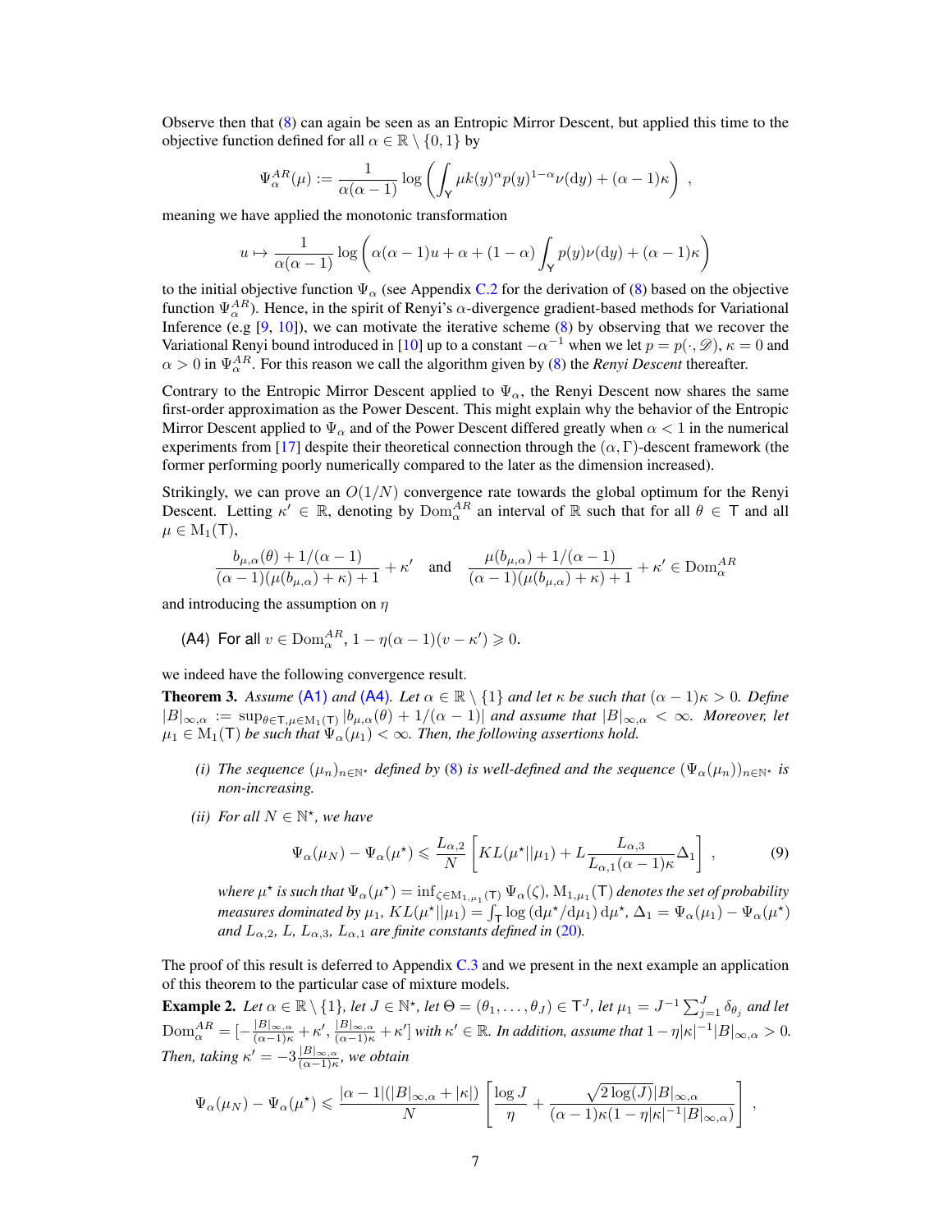Observe then that (8) can again be seen as an Entropic Mirror Descent, but applied this time to the objective function defined for all $\alpha \in \mathbb{R} \setminus \{0, 1\}$ by

$$\Psi_\alpha^{AR}(\mu) := \frac{1}{\alpha(\alpha-1)} \log \left( \int_{\mathsf{Y}} \mu k(y)^\alpha p(y)^{1-\alpha} \nu(\mathrm{d}y) + (\alpha - 1)\kappa \right) ,$$

meaning we have applied the monotonic transformation

$$u \mapsto \frac{1}{\alpha(\alpha-1)} \log \left( \alpha(\alpha-1)u + \alpha + (1-\alpha) \int_{\mathsf{Y}} p(y)\nu(\mathrm{d}y) + (\alpha-1)\kappa \right)$$

to the initial objective function $\Psi_\alpha$ (see Appendix C.2 for the derivation of (8) based on the objective function $\Psi_\alpha^{AR}$). Hence, in the spirit of Renyi's $\alpha$-divergence gradient-based methods for Variational Inference (e.g [9, 10]), we can motivate the iterative scheme (8) by observing that we recover the Variational Renyi bound introduced in [10] up to a constant $-\alpha^{-1}$ when we let $p = p(\cdot, \mathscr{D})$, $\kappa = 0$ and $\alpha > 0$ in $\Psi_\alpha^{AR}$. For this reason we call the algorithm given by (8) the *Renyi Descent* thereafter.

Contrary to the Entropic Mirror Descent applied to $\Psi_\alpha$, the Renyi Descent now shares the same first-order approximation as the Power Descent. This might explain why the behavior of the Entropic Mirror Descent applied to $\Psi_\alpha$ and of the Power Descent differed greatly when $\alpha < 1$ in the numerical experiments from [17] despite their theoretical connection through the $(\alpha, \Gamma)$-descent framework (the former performing poorly numerically compared to the later as the dimension increased).

Strikingly, we can prove an $O(1/N)$ convergence rate towards the global optimum for the Renyi Descent. Letting $\kappa' \in \mathbb{R}$, denoting by $\mathrm{Dom}_\alpha^{AR}$ an interval of $\mathbb{R}$ such that for all $\theta \in \mathsf{T}$ and all $\mu \in \mathrm{M}_1(\mathsf{T})$,

$$\frac{b_{\mu,\alpha}(\theta) + 1/(\alpha-1)}{(\alpha-1)(\mu(b_{\mu,\alpha}) + \kappa) + 1} + \kappa' \quad \text{and} \quad \frac{\mu(b_{\mu,\alpha}) + 1/(\alpha-1)}{(\alpha-1)(\mu(b_{\mu,\alpha}) + \kappa) + 1} + \kappa' \in \mathrm{Dom}_\alpha^{AR}$$

and introducing the assumption on $\eta$

(A4) For all $v \in \mathrm{Dom}_\alpha^{AR}$, $1 - \eta(\alpha-1)(v - \kappa') \geqslant 0$.

we indeed have the following convergence result.

**Theorem 3.** *Assume (A1) and (A4). Let $\alpha \in \mathbb{R} \setminus \{1\}$ and let $\kappa$ be such that $(\alpha - 1)\kappa > 0$. Define $|B|_{\infty,\alpha} := \sup_{\theta \in \mathsf{T}, \mu \in \mathrm{M}_1(\mathsf{T})} |b_{\mu,\alpha}(\theta) + 1/(\alpha-1)|$ and assume that $|B|_{\infty,\alpha} < \infty$. Moreover, let $\mu_1 \in \mathrm{M}_1(\mathsf{T})$ be such that $\Psi_\alpha(\mu_1) < \infty$. Then, the following assertions hold.*

*(i) The sequence $(\mu_n)_{n \in \mathbb{N}^\star}$ defined by (8) is well-defined and the sequence $(\Psi_\alpha(\mu_n))_{n \in \mathbb{N}^\star}$ is non-increasing.*

*(ii) For all $N \in \mathbb{N}^\star$, we have*

$$\Psi_\alpha(\mu_N) - \Psi_\alpha(\mu^\star) \leqslant \frac{L_{\alpha,2}}{N} \left[ KL(\mu^\star || \mu_1) + L \frac{L_{\alpha,3}}{L_{\alpha,1}(\alpha-1)\kappa} \Delta_1 \right] , \tag{9}$$

*where $\mu^\star$ is such that $\Psi_\alpha(\mu^\star) = \inf_{\zeta \in \mathrm{M}_{1,\mu_1}(\mathsf{T})} \Psi_\alpha(\zeta)$, $\mathrm{M}_{1,\mu_1}(\mathsf{T})$ denotes the set of probability measures dominated by $\mu_1$, $KL(\mu^\star||\mu_1) = \int_{\mathsf{T}} \log(\mathrm{d}\mu^\star/\mathrm{d}\mu_1)\, \mathrm{d}\mu^\star$, $\Delta_1 = \Psi_\alpha(\mu_1) - \Psi_\alpha(\mu^\star)$ and $L_{\alpha,2}$, $L$, $L_{\alpha,3}$, $L_{\alpha,1}$ are finite constants defined in (20).*

The proof of this result is deferred to Appendix C.3 and we present in the next example an application of this theorem to the particular case of mixture models.

**Example 2.** *Let $\alpha \in \mathbb{R} \setminus \{1\}$, let $J \in \mathbb{N}^\star$, let $\Theta = (\theta_1, \dots, \theta_J) \in \mathsf{T}^J$, let $\mu_1 = J^{-1} \sum_{j=1}^J \delta_{\theta_j}$ and let $\mathrm{Dom}_\alpha^{AR} = [-\frac{|B|_{\infty,\alpha}}{(\alpha-1)\kappa} + \kappa', \frac{|B|_{\infty,\alpha}}{(\alpha-1)\kappa} + \kappa']$ with $\kappa' \in \mathbb{R}$. In addition, assume that $1 - \eta|\kappa|^{-1}|B|_{\infty,\alpha} > 0$. Then, taking $\kappa' = -3\frac{|B|_{\infty,\alpha}}{(\alpha-1)\kappa}$, we obtain*

$$\Psi_\alpha(\mu_N) - \Psi_\alpha(\mu^\star) \leqslant \frac{|\alpha-1|(|B|_{\infty,\alpha} + |\kappa|)}{N} \left[ \frac{\log J}{\eta} + \frac{\sqrt{2\log(J)}|B|_{\infty,\alpha}}{(\alpha-1)\kappa(1 - \eta|\kappa|^{-1}|B|_{\infty,\alpha})} \right] ,$$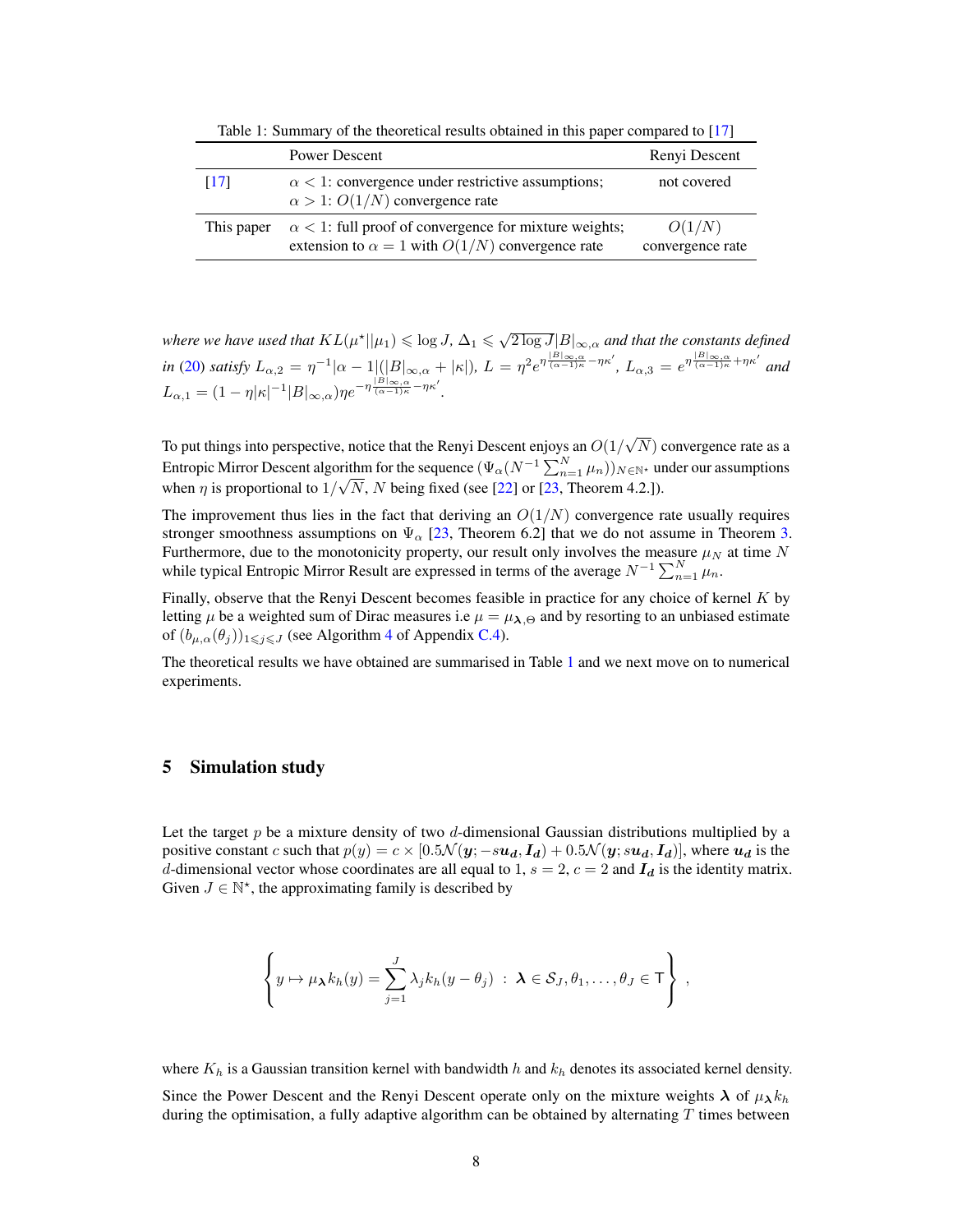Table 1: Summary of the theoretical results obtained in this paper compared to [17]

| | Power Descent | Renyi Descent |
|---|---|---|
| [17] | $\alpha < 1$: convergence under restrictive assumptions; $\alpha > 1$: $O(1/N)$ convergence rate | not covered |
| This paper | $\alpha < 1$: full proof of convergence for mixture weights; extension to $\alpha = 1$ with $O(1/N)$ convergence rate | $O(1/N)$ convergence rate |

*where we have used that $KL(\mu^\star||\mu_1) \leqslant \log J$, $\Delta_1 \leqslant \sqrt{2 \log J}|B|_{\infty,\alpha}$ and that the constants defined in (20) satisfy $L_{\alpha,2} = \eta^{-1}|\alpha - 1|(|B|_{\infty,\alpha} + |\kappa|)$, $L = \eta^2 e^{\eta \frac{|B|_{\infty,\alpha}}{(\alpha-1)\kappa} - \eta\kappa'}$, $L_{\alpha,3} = e^{\eta \frac{|B|_{\infty,\alpha}}{(\alpha-1)\kappa} + \eta\kappa'}$ and $L_{\alpha,1} = (1 - \eta|\kappa|^{-1}|B|_{\infty,\alpha})\eta e^{-\eta \frac{|B|_{\infty,\alpha}}{(\alpha-1)\kappa} - \eta\kappa'}$.*

To put things into perspective, notice that the Renyi Descent enjoys an $O(1/\sqrt{N})$ convergence rate as a Entropic Mirror Descent algorithm for the sequence $(\Psi_\alpha(N^{-1}\sum_{n=1}^N \mu_n))_{N \in \mathbb{N}^\star}$ under our assumptions when $\eta$ is proportional to $1/\sqrt{N}$, $N$ being fixed (see [22] or [23, Theorem 4.2.]).

The improvement thus lies in the fact that deriving an $O(1/N)$ convergence rate usually requires stronger smoothness assumptions on $\Psi_\alpha$ [23, Theorem 6.2] that we do not assume in Theorem 3. Furthermore, due to the monotonicity property, our result only involves the measure $\mu_N$ at time $N$ while typical Entropic Mirror Result are expressed in terms of the average $N^{-1}\sum_{n=1}^N \mu_n$.

Finally, observe that the Renyi Descent becomes feasible in practice for any choice of kernel $K$ by letting $\mu$ be a weighted sum of Dirac measures i.e $\mu = \mu_{\boldsymbol{\lambda},\Theta}$ and by resorting to an unbiased estimate of $(b_{\mu,\alpha}(\theta_j))_{1 \leqslant j \leqslant J}$ (see Algorithm 4 of Appendix C.4).

The theoretical results we have obtained are summarised in Table 1 and we next move on to numerical experiments.

## 5 Simulation study

Let the target $p$ be a mixture density of two $d$-dimensional Gaussian distributions multiplied by a positive constant $c$ such that $p(y) = c \times [0.5\mathcal{N}(\boldsymbol{y}; -s\boldsymbol{u_d}, \boldsymbol{I_d}) + 0.5\mathcal{N}(\boldsymbol{y}; s\boldsymbol{u_d}, \boldsymbol{I_d})]$, where $\boldsymbol{u_d}$ is the $d$-dimensional vector whose coordinates are all equal to 1, $s = 2$, $c = 2$ and $\boldsymbol{I_d}$ is the identity matrix. Given $J \in \mathbb{N}^\star$, the approximating family is described by

$$
\left\{ y \mapsto \mu_{\boldsymbol{\lambda}} k_h(y) = \sum_{j=1}^J \lambda_j k_h(y - \theta_j) \ : \ \boldsymbol{\lambda} \in \mathcal{S}_J, \theta_1, \ldots, \theta_J \in \mathsf{T} \right\} ,
$$

where $K_h$ is a Gaussian transition kernel with bandwidth $h$ and $k_h$ denotes its associated kernel density.

Since the Power Descent and the Renyi Descent operate only on the mixture weights $\boldsymbol{\lambda}$ of $\mu_{\boldsymbol{\lambda}} k_h$ during the optimisation, a fully adaptive algorithm can be obtained by alternating $T$ times between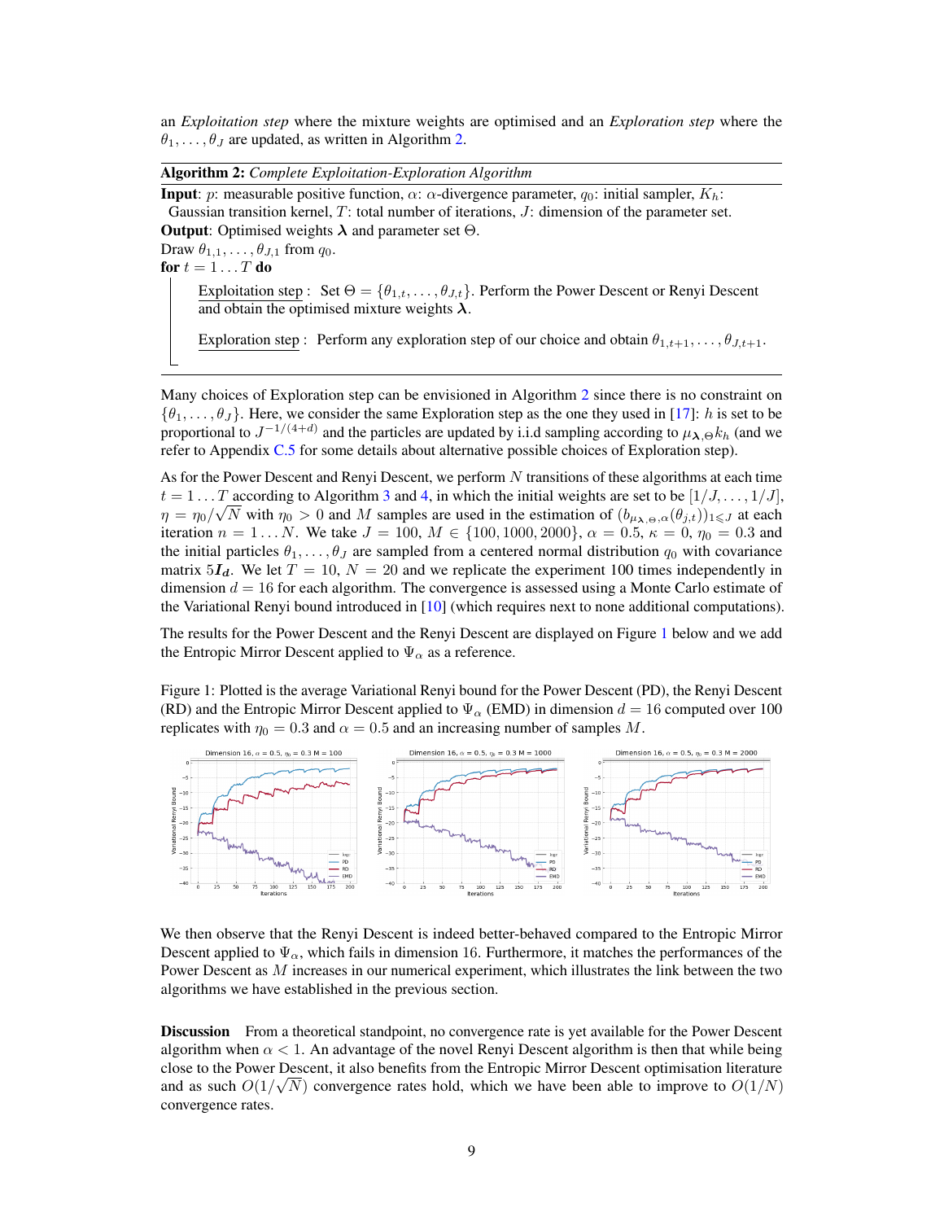an *Exploitation step* where the mixture weights are optimised and an *Exploration step* where the $\theta_1, \ldots, \theta_J$ are updated, as written in Algorithm 2.

---

**Algorithm 2:** *Complete Exploitation-Exploration Algorithm*

---

**Input**: $p$: measurable positive function, $\alpha$: $\alpha$-divergence parameter, $q_0$: initial sampler, $K_h$: Gaussian transition kernel, $T$: total number of iterations, $J$: dimension of the parameter set.
**Output**: Optimised weights $\boldsymbol{\lambda}$ and parameter set $\Theta$.
Draw $\theta_{1,1}, \ldots, \theta_{J,1}$ from $q_0$.
**for** $t = 1 \ldots T$ **do**

> Exploitation step : Set $\Theta = \{\theta_{1,t}, \ldots, \theta_{J,t}\}$. Perform the Power Descent or Renyi Descent and obtain the optimised mixture weights $\boldsymbol{\lambda}$.
>
> Exploration step : Perform any exploration step of our choice and obtain $\theta_{1,t+1}, \ldots, \theta_{J,t+1}$.

---

Many choices of Exploration step can be envisioned in Algorithm 2 since there is no constraint on $\{\theta_1, \ldots, \theta_J\}$. Here, we consider the same Exploration step as the one they used in [17]: $h$ is set to be proportional to $J^{-1/(4+d)}$ and the particles are updated by i.i.d sampling according to $\mu_{\boldsymbol{\lambda},\Theta} k_h$ (and we refer to Appendix C.5 for some details about alternative possible choices of Exploration step).

As for the Power Descent and Renyi Descent, we perform $N$ transitions of these algorithms at each time $t = 1 \ldots T$ according to Algorithm 3 and 4, in which the initial weights are set to be $[1/J, \ldots, 1/J]$, $\eta = \eta_0/\sqrt{N}$ with $\eta_0 > 0$ and $M$ samples are used in the estimation of $(b_{\mu_{\boldsymbol{\lambda},\Theta},\alpha}(\theta_{j,t}))_{1 \leqslant J}$ at each iteration $n = 1 \ldots N$. We take $J = 100$, $M \in \{100, 1000, 2000\}$, $\alpha = 0.5$, $\kappa = 0$, $\eta_0 = 0.3$ and the initial particles $\theta_1, \ldots, \theta_J$ are sampled from a centered normal distribution $q_0$ with covariance matrix $5\boldsymbol{I_d}$. We let $T = 10$, $N = 20$ and we replicate the experiment 100 times independently in dimension $d = 16$ for each algorithm. The convergence is assessed using a Monte Carlo estimate of the Variational Renyi bound introduced in [10] (which requires next to none additional computations).

The results for the Power Descent and the Renyi Descent are displayed on Figure 1 below and we add the Entropic Mirror Descent applied to $\Psi_\alpha$ as a reference.

Figure 1: Plotted is the average Variational Renyi bound for the Power Descent (PD), the Renyi Descent (RD) and the Entropic Mirror Descent applied to $\Psi_\alpha$ (EMD) in dimension $d = 16$ computed over 100 replicates with $\eta_0 = 0.3$ and $\alpha = 0.5$ and an increasing number of samples $M$.

We then observe that the Renyi Descent is indeed better-behaved compared to the Entropic Mirror Descent applied to $\Psi_\alpha$, which fails in dimension 16. Furthermore, it matches the performances of the Power Descent as $M$ increases in our numerical experiment, which illustrates the link between the two algorithms we have established in the previous section.

**Discussion** From a theoretical standpoint, no convergence rate is yet available for the Power Descent algorithm when $\alpha < 1$. An advantage of the novel Renyi Descent algorithm is then that while being close to the Power Descent, it also benefits from the Entropic Mirror Descent optimisation literature and as such $O(1/\sqrt{N})$ convergence rates hold, which we have been able to improve to $O(1/N)$ convergence rates.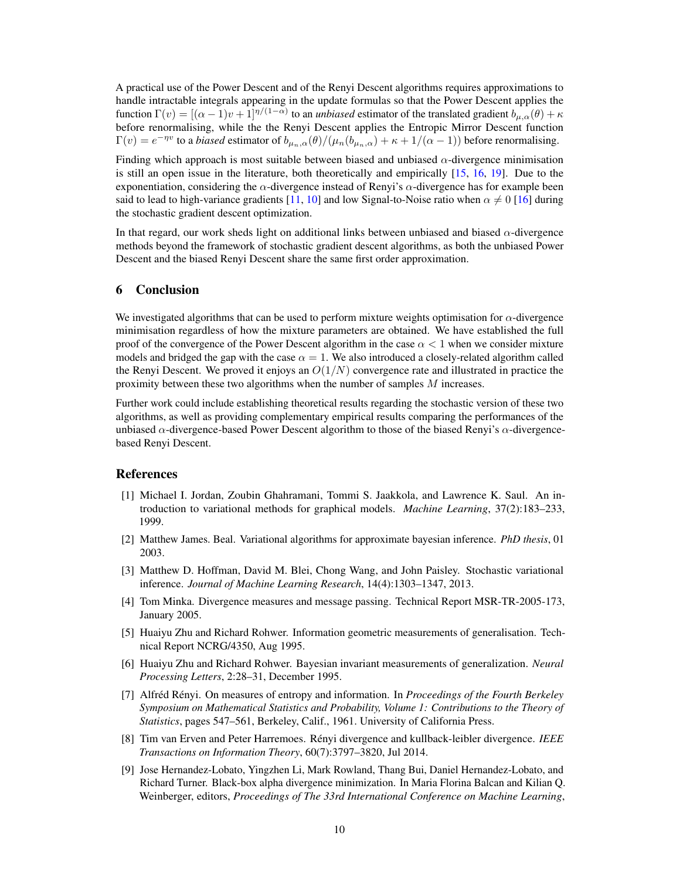A practical use of the Power Descent and of the Renyi Descent algorithms requires approximations to handle intractable integrals appearing in the update formulas so that the Power Descent applies the function $\Gamma(v) = [(\alpha - 1)v + 1]^{\eta/(1-\alpha)}$ to an *unbiased* estimator of the translated gradient $b_{\mu,\alpha}(\theta) + \kappa$ before renormalising, while the the Renyi Descent applies the Entropic Mirror Descent function $\Gamma(v) = e^{-\eta v}$ to a *biased* estimator of $b_{\mu_n,\alpha}(\theta)/(\mu_n(b_{\mu_n,\alpha}) + \kappa + 1/(\alpha - 1))$ before renormalising.

Finding which approach is most suitable between biased and unbiased $\alpha$-divergence minimisation is still an open issue in the literature, both theoretically and empirically [15, 16, 19]. Due to the exponentiation, considering the $\alpha$-divergence instead of Renyi's $\alpha$-divergence has for example been said to lead to high-variance gradients [11, 10] and low Signal-to-Noise ratio when $\alpha \neq 0$ [16] during the stochastic gradient descent optimization.

In that regard, our work sheds light on additional links between unbiased and biased $\alpha$-divergence methods beyond the framework of stochastic gradient descent algorithms, as both the unbiased Power Descent and the biased Renyi Descent share the same first order approximation.

## 6 Conclusion

We investigated algorithms that can be used to perform mixture weights optimisation for $\alpha$-divergence minimisation regardless of how the mixture parameters are obtained. We have established the full proof of the convergence of the Power Descent algorithm in the case $\alpha < 1$ when we consider mixture models and bridged the gap with the case $\alpha = 1$. We also introduced a closely-related algorithm called the Renyi Descent. We proved it enjoys an $O(1/N)$ convergence rate and illustrated in practice the proximity between these two algorithms when the number of samples $M$ increases.

Further work could include establishing theoretical results regarding the stochastic version of these two algorithms, as well as providing complementary empirical results comparing the performances of the unbiased $\alpha$-divergence-based Power Descent algorithm to those of the biased Renyi's $\alpha$-divergence-based Renyi Descent.

## References

[1] Michael I. Jordan, Zoubin Ghahramani, Tommi S. Jaakkola, and Lawrence K. Saul. An introduction to variational methods for graphical models. *Machine Learning*, 37(2):183–233, 1999.

[2] Matthew James. Beal. Variational algorithms for approximate bayesian inference. *PhD thesis*, 01 2003.

[3] Matthew D. Hoffman, David M. Blei, Chong Wang, and John Paisley. Stochastic variational inference. *Journal of Machine Learning Research*, 14(4):1303–1347, 2013.

[4] Tom Minka. Divergence measures and message passing. Technical Report MSR-TR-2005-173, January 2005.

[5] Huaiyu Zhu and Richard Rohwer. Information geometric measurements of generalisation. Technical Report NCRG/4350, Aug 1995.

[6] Huaiyu Zhu and Richard Rohwer. Bayesian invariant measurements of generalization. *Neural Processing Letters*, 2:28–31, December 1995.

[7] Alfréd Rényi. On measures of entropy and information. In *Proceedings of the Fourth Berkeley Symposium on Mathematical Statistics and Probability, Volume 1: Contributions to the Theory of Statistics*, pages 547–561, Berkeley, Calif., 1961. University of California Press.

[8] Tim van Erven and Peter Harremoes. Rényi divergence and kullback-leibler divergence. *IEEE Transactions on Information Theory*, 60(7):3797–3820, Jul 2014.

[9] Jose Hernandez-Lobato, Yingzhen Li, Mark Rowland, Thang Bui, Daniel Hernandez-Lobato, and Richard Turner. Black-box alpha divergence minimization. In Maria Florina Balcan and Kilian Q. Weinberger, editors, *Proceedings of The 33rd International Conference on Machine Learning*,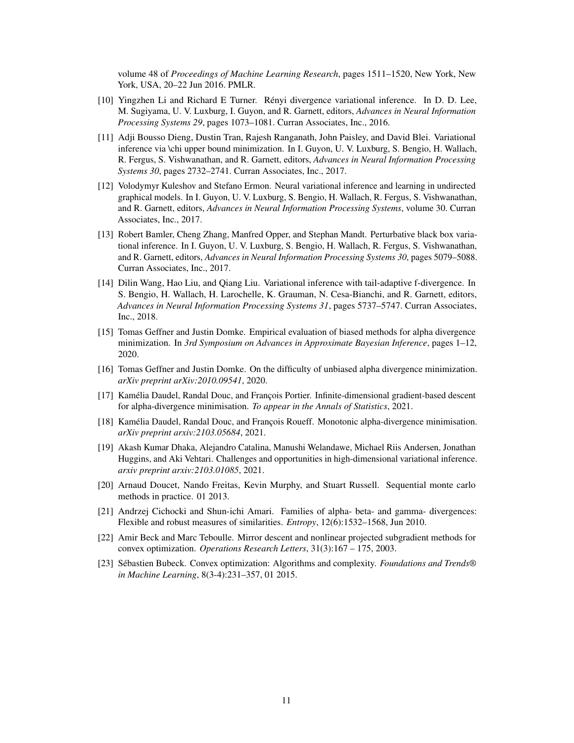volume 48 of *Proceedings of Machine Learning Research*, pages 1511–1520, New York, New York, USA, 20–22 Jun 2016. PMLR.

[10] Yingzhen Li and Richard E Turner. Rényi divergence variational inference. In D. D. Lee, M. Sugiyama, U. V. Luxburg, I. Guyon, and R. Garnett, editors, *Advances in Neural Information Processing Systems 29*, pages 1073–1081. Curran Associates, Inc., 2016.

[11] Adji Bousso Dieng, Dustin Tran, Rajesh Ranganath, John Paisley, and David Blei. Variational inference via \chi upper bound minimization. In I. Guyon, U. V. Luxburg, S. Bengio, H. Wallach, R. Fergus, S. Vishwanathan, and R. Garnett, editors, *Advances in Neural Information Processing Systems 30*, pages 2732–2741. Curran Associates, Inc., 2017.

[12] Volodymyr Kuleshov and Stefano Ermon. Neural variational inference and learning in undirected graphical models. In I. Guyon, U. V. Luxburg, S. Bengio, H. Wallach, R. Fergus, S. Vishwanathan, and R. Garnett, editors, *Advances in Neural Information Processing Systems*, volume 30. Curran Associates, Inc., 2017.

[13] Robert Bamler, Cheng Zhang, Manfred Opper, and Stephan Mandt. Perturbative black box variational inference. In I. Guyon, U. V. Luxburg, S. Bengio, H. Wallach, R. Fergus, S. Vishwanathan, and R. Garnett, editors, *Advances in Neural Information Processing Systems 30*, pages 5079–5088. Curran Associates, Inc., 2017.

[14] Dilin Wang, Hao Liu, and Qiang Liu. Variational inference with tail-adaptive f-divergence. In S. Bengio, H. Wallach, H. Larochelle, K. Grauman, N. Cesa-Bianchi, and R. Garnett, editors, *Advances in Neural Information Processing Systems 31*, pages 5737–5747. Curran Associates, Inc., 2018.

[15] Tomas Geffner and Justin Domke. Empirical evaluation of biased methods for alpha divergence minimization. In *3rd Symposium on Advances in Approximate Bayesian Inference*, pages 1–12, 2020.

[16] Tomas Geffner and Justin Domke. On the difficulty of unbiased alpha divergence minimization. *arXiv preprint arXiv:2010.09541*, 2020.

[17] Kamélia Daudel, Randal Douc, and François Portier. Infinite-dimensional gradient-based descent for alpha-divergence minimisation. *To appear in the Annals of Statistics*, 2021.

[18] Kamélia Daudel, Randal Douc, and François Roueff. Monotonic alpha-divergence minimisation. *arXiv preprint arxiv:2103.05684*, 2021.

[19] Akash Kumar Dhaka, Alejandro Catalina, Manushi Welandawe, Michael Riis Andersen, Jonathan Huggins, and Aki Vehtari. Challenges and opportunities in high-dimensional variational inference. *arxiv preprint arxiv:2103.01085*, 2021.

[20] Arnaud Doucet, Nando Freitas, Kevin Murphy, and Stuart Russell. Sequential monte carlo methods in practice. 01 2013.

[21] Andrzej Cichocki and Shun-ichi Amari. Families of alpha- beta- and gamma- divergences: Flexible and robust measures of similarities. *Entropy*, 12(6):1532–1568, Jun 2010.

[22] Amir Beck and Marc Teboulle. Mirror descent and nonlinear projected subgradient methods for convex optimization. *Operations Research Letters*, 31(3):167 – 175, 2003.

[23] Sébastien Bubeck. Convex optimization: Algorithms and complexity. *Foundations and Trends® in Machine Learning*, 8(3-4):231–357, 01 2015.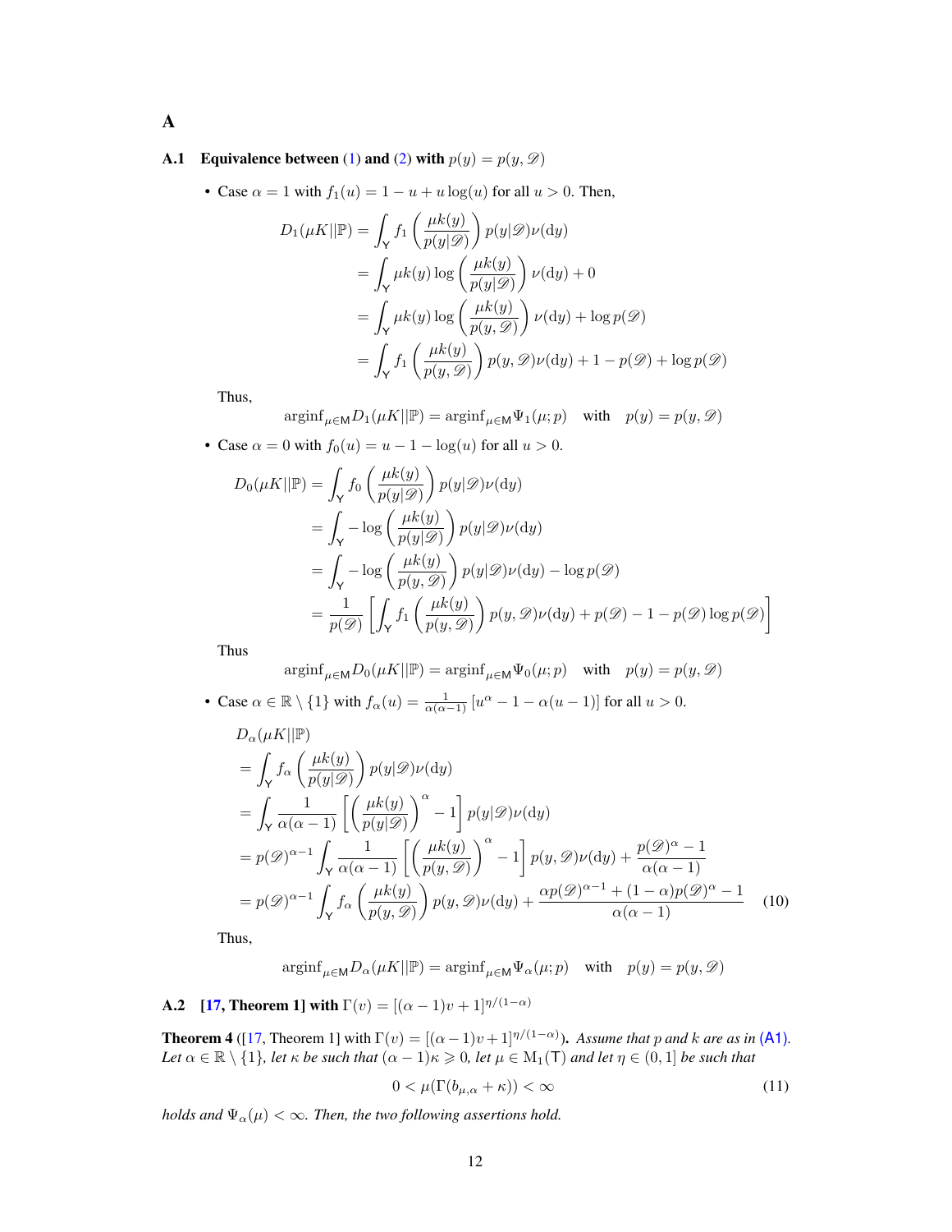# A

## A.1 Equivalence between (1) and (2) with $p(y) = p(y, \mathscr{D})$

- Case $\alpha = 1$ with $f_1(u) = 1 - u + u\log(u)$ for all $u > 0$. Then,

$$
\begin{aligned}
D_1(\mu K||\mathbb{P}) &= \int_{\mathsf{Y}} f_1\left(\frac{\mu k(y)}{p(y|\mathscr{D})}\right) p(y|\mathscr{D})\nu(\mathrm{d}y) \\
&= \int_{\mathsf{Y}} \mu k(y) \log\left(\frac{\mu k(y)}{p(y|\mathscr{D})}\right)\nu(\mathrm{d}y) + 0 \\
&= \int_{\mathsf{Y}} \mu k(y) \log\left(\frac{\mu k(y)}{p(y,\mathscr{D})}\right)\nu(\mathrm{d}y) + \log p(\mathscr{D}) \\
&= \int_{\mathsf{Y}} f_1\left(\frac{\mu k(y)}{p(y,\mathscr{D})}\right) p(y,\mathscr{D})\nu(\mathrm{d}y) + 1 - p(\mathscr{D}) + \log p(\mathscr{D})
\end{aligned}
$$

  Thus,

$$
\mathrm{arginf}_{\mu\in\mathsf{M}} D_1(\mu K||\mathbb{P}) = \mathrm{arginf}_{\mu\in\mathsf{M}} \Psi_1(\mu; p) \quad \text{with} \quad p(y) = p(y,\mathscr{D})
$$

- Case $\alpha = 0$ with $f_0(u) = u - 1 - \log(u)$ for all $u > 0$.

$$
\begin{aligned}
D_0(\mu K||\mathbb{P}) &= \int_{\mathsf{Y}} f_0\left(\frac{\mu k(y)}{p(y|\mathscr{D})}\right) p(y|\mathscr{D})\nu(\mathrm{d}y) \\
&= \int_{\mathsf{Y}} -\log\left(\frac{\mu k(y)}{p(y|\mathscr{D})}\right) p(y|\mathscr{D})\nu(\mathrm{d}y) \\
&= \int_{\mathsf{Y}} -\log\left(\frac{\mu k(y)}{p(y,\mathscr{D})}\right) p(y|\mathscr{D})\nu(\mathrm{d}y) - \log p(\mathscr{D}) \\
&= \frac{1}{p(\mathscr{D})}\left[\int_{\mathsf{Y}} f_1\left(\frac{\mu k(y)}{p(y,\mathscr{D})}\right) p(y,\mathscr{D})\nu(\mathrm{d}y) + p(\mathscr{D}) - 1 - p(\mathscr{D})\log p(\mathscr{D})\right]
\end{aligned}
$$

  Thus

$$
\mathrm{arginf}_{\mu\in\mathsf{M}} D_0(\mu K||\mathbb{P}) = \mathrm{arginf}_{\mu\in\mathsf{M}} \Psi_0(\mu; p) \quad \text{with} \quad p(y) = p(y,\mathscr{D})
$$

- Case $\alpha \in \mathbb{R}\setminus\{1\}$ with $f_\alpha(u) = \frac{1}{\alpha(\alpha-1)}\left[u^\alpha - 1 - \alpha(u-1)\right]$ for all $u > 0$.

$$
\begin{aligned}
&D_\alpha(\mu K||\mathbb{P}) \\
&= \int_{\mathsf{Y}} f_\alpha\left(\frac{\mu k(y)}{p(y|\mathscr{D})}\right) p(y|\mathscr{D})\nu(\mathrm{d}y) \\
&= \int_{\mathsf{Y}} \frac{1}{\alpha(\alpha-1)}\left[\left(\frac{\mu k(y)}{p(y|\mathscr{D})}\right)^\alpha - 1\right] p(y|\mathscr{D})\nu(\mathrm{d}y) \\
&= p(\mathscr{D})^{\alpha-1}\int_{\mathsf{Y}} \frac{1}{\alpha(\alpha-1)}\left[\left(\frac{\mu k(y)}{p(y,\mathscr{D})}\right)^\alpha - 1\right] p(y,\mathscr{D})\nu(\mathrm{d}y) + \frac{p(\mathscr{D})^\alpha - 1}{\alpha(\alpha-1)} \\
&= p(\mathscr{D})^{\alpha-1}\int_{\mathsf{Y}} f_\alpha\left(\frac{\mu k(y)}{p(y,\mathscr{D})}\right) p(y,\mathscr{D})\nu(\mathrm{d}y) + \frac{\alpha p(\mathscr{D})^{\alpha-1} + (1-\alpha)p(\mathscr{D})^\alpha - 1}{\alpha(\alpha-1)} \qquad (10)
\end{aligned}
$$

  Thus,

$$
\mathrm{arginf}_{\mu\in\mathsf{M}} D_\alpha(\mu K||\mathbb{P}) = \mathrm{arginf}_{\mu\in\mathsf{M}} \Psi_\alpha(\mu; p) \quad \text{with} \quad p(y) = p(y,\mathscr{D})
$$

## A.2 [17, Theorem 1] with $\Gamma(v) = [(\alpha-1)v+1]^{\eta/(1-\alpha)}$

**Theorem 4** ([17, Theorem 1] with $\Gamma(v) = [(\alpha-1)v+1]^{\eta/(1-\alpha)}$)**.** *Assume that $p$ and $k$ are as in (A1). Let $\alpha \in \mathbb{R}\setminus\{1\}$, let $\kappa$ be such that $(\alpha-1)\kappa \geqslant 0$, let $\mu \in \mathrm{M}_1(\mathsf{T})$ and let $\eta \in (0,1]$ be such that*

$$
0 < \mu(\Gamma(b_{\mu,\alpha} + \kappa)) < \infty \qquad (11)
$$

*holds and $\Psi_\alpha(\mu) < \infty$. Then, the two following assertions hold.*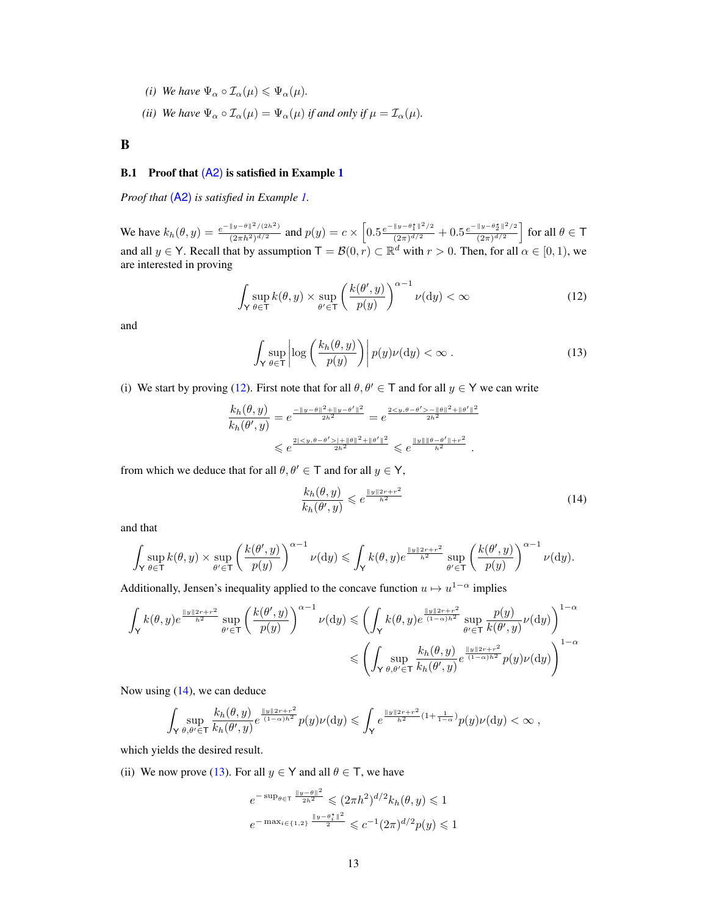(i) *We have* $\Psi_\alpha \circ \mathcal{I}_\alpha(\mu) \leqslant \Psi_\alpha(\mu)$.

(ii) *We have* $\Psi_\alpha \circ \mathcal{I}_\alpha(\mu) = \Psi_\alpha(\mu)$ *if and only if* $\mu = \mathcal{I}_\alpha(\mu)$.

# B

## B.1 Proof that (A2) is satisfied in Example 1

*Proof that* (A2) *is satisfied in Example 1.*

We have $k_h(\theta, y) = \frac{e^{-\|y-\theta\|^2/(2h^2)}}{(2\pi h^2)^{d/2}}$ and $p(y) = c \times \left[0.5\frac{e^{-\|y-\theta_1^\star\|^2/2}}{(2\pi)^{d/2}} + 0.5\frac{e^{-\|y-\theta_2^\star\|^2/2}}{(2\pi)^{d/2}}\right]$ for all $\theta \in \mathsf{T}$ and all $y \in \mathsf{Y}$. Recall that by assumption $\mathsf{T} = \mathcal{B}(0, r) \subset \mathbb{R}^d$ with $r > 0$. Then, for all $\alpha \in [0, 1)$, we are interested in proving

$$
\int_{\mathsf{Y}} \sup_{\theta \in \mathsf{T}} k(\theta, y) \times \sup_{\theta' \in \mathsf{T}} \left(\frac{k(\theta', y)}{p(y)}\right)^{\alpha - 1} \nu(\mathrm{d}y) < \infty \tag{12}
$$

and

$$
\int_{\mathsf{Y}} \sup_{\theta \in \mathsf{T}} \left|\log\left(\frac{k_h(\theta, y)}{p(y)}\right)\right| p(y)\nu(\mathrm{d}y) < \infty \; . \tag{13}
$$

(i) We start by proving (12). First note that for all $\theta, \theta' \in \mathsf{T}$ and for all $y \in \mathsf{Y}$ we can write

$$
\begin{aligned}
\frac{k_h(\theta, y)}{k_h(\theta', y)} &= e^{\frac{-\|y-\theta\|^2 + \|y-\theta'\|^2}{2h^2}} = e^{\frac{2<y, \theta - \theta'> - \|\theta\|^2 + \|\theta'\|^2}{2h^2}} \\
&\leqslant e^{\frac{2|<y, \theta - \theta'>| + \|\theta\|^2 + \|\theta'\|^2}{2h^2}} \leqslant e^{\frac{\|y\|\|\theta - \theta'\| + r^2}{h^2}} \; .
\end{aligned}
$$

from which we deduce that for all $\theta, \theta' \in \mathsf{T}$ and for all $y \in \mathsf{Y}$,

$$
\frac{k_h(\theta, y)}{k_h(\theta', y)} \leqslant e^{\frac{\|y\|2r + r^2}{h^2}} \tag{14}
$$

and that

$$
\int_{\mathsf{Y}} \sup_{\theta \in \mathsf{T}} k(\theta, y) \times \sup_{\theta' \in \mathsf{T}} \left(\frac{k(\theta', y)}{p(y)}\right)^{\alpha - 1} \nu(\mathrm{d}y) \leqslant \int_{\mathsf{Y}} k(\theta, y) e^{\frac{\|y\|2r + r^2}{h^2}} \sup_{\theta' \in \mathsf{T}} \left(\frac{k(\theta', y)}{p(y)}\right)^{\alpha - 1} \nu(\mathrm{d}y).
$$

Additionally, Jensen's inequality applied to the concave function $u \mapsto u^{1-\alpha}$ implies

$$
\begin{aligned}
\int_{\mathsf{Y}} k(\theta, y) e^{\frac{\|y\|2r + r^2}{h^2}} \sup_{\theta' \in \mathsf{T}} \left(\frac{k(\theta', y)}{p(y)}\right)^{\alpha - 1} \nu(\mathrm{d}y) &\leqslant \left(\int_{\mathsf{Y}} k(\theta, y) e^{\frac{\|y\|2r + r^2}{(1-\alpha)h^2}} \sup_{\theta' \in \mathsf{T}} \frac{p(y)}{k(\theta', y)} \nu(\mathrm{d}y)\right)^{1-\alpha} \\
&\leqslant \left(\int_{\mathsf{Y}} \sup_{\theta, \theta' \in \mathsf{T}} \frac{k_h(\theta, y)}{k_h(\theta', y)} e^{\frac{\|y\|2r + r^2}{(1-\alpha)h^2}} p(y)\nu(\mathrm{d}y)\right)^{1-\alpha}
\end{aligned}
$$

Now using (14), we can deduce

$$
\int_{\mathsf{Y}} \sup_{\theta, \theta' \in \mathsf{T}} \frac{k_h(\theta, y)}{k_h(\theta', y)} e^{\frac{\|y\|2r + r^2}{(1-\alpha)h^2}} p(y)\nu(\mathrm{d}y) \leqslant \int_{\mathsf{Y}} e^{\frac{\|y\|2r + r^2}{h^2}(1 + \frac{1}{1-\alpha})} p(y)\nu(\mathrm{d}y) < \infty \; ,
$$

which yields the desired result.

(ii) We now prove (13). For all $y \in \mathsf{Y}$ and all $\theta \in \mathsf{T}$, we have

$$
\begin{aligned}
e^{-\sup_{\theta \in \mathsf{T}} \frac{\|y - \theta\|^2}{2h^2}} &\leqslant (2\pi h^2)^{d/2} k_h(\theta, y) \leqslant 1 \\
e^{-\max_{i \in \{1,2\}} \frac{\|y - \theta_i^\star\|^2}{2}} &\leqslant c^{-1}(2\pi)^{d/2} p(y) \leqslant 1
\end{aligned}
$$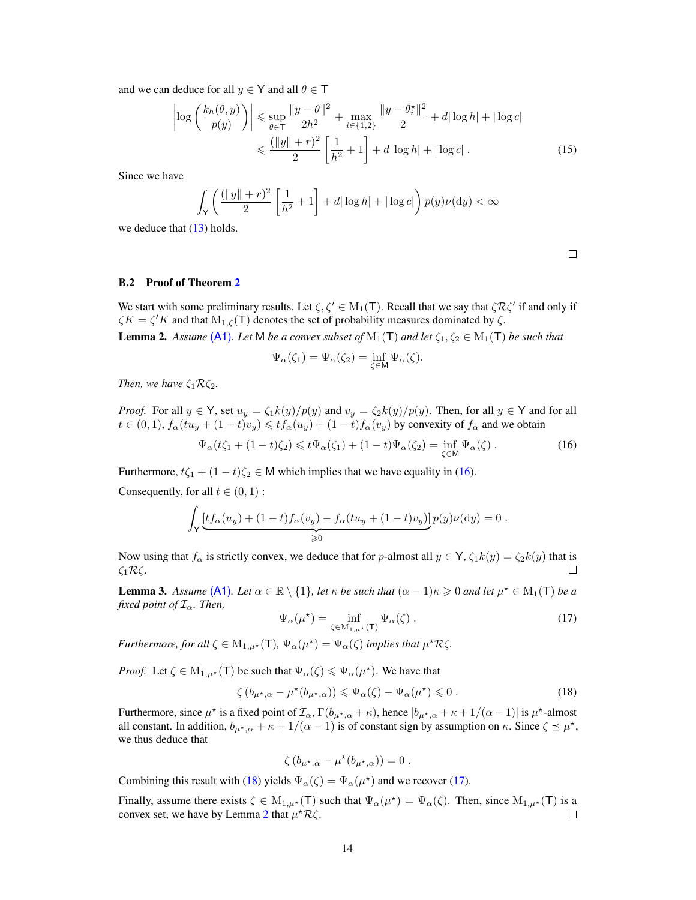and we can deduce for all $y \in \mathsf{Y}$ and all $\theta \in \mathsf{T}$

$$\left|\log\left(\frac{k_h(\theta, y)}{p(y)}\right)\right| \leqslant \sup_{\theta \in \mathsf{T}} \frac{\|y - \theta\|^2}{2h^2} + \max_{i \in \{1,2\}} \frac{\|y - \theta_i^\star\|^2}{2} + d|\log h| + |\log c|$$
$$\leqslant \frac{(\|y\| + r)^2}{2}\left[\frac{1}{h^2} + 1\right] + d|\log h| + |\log c| \, . \tag{15}$$

Since we have

$$\int_{\mathsf{Y}} \left(\frac{(\|y\| + r)^2}{2}\left[\frac{1}{h^2} + 1\right] + d|\log h| + |\log c|\right) p(y)\nu(\mathrm{d}y) < \infty$$

we deduce that (13) holds.

□

### B.2 Proof of Theorem 2

We start with some preliminary results. Let $\zeta, \zeta' \in \mathrm{M}_1(\mathsf{T})$. Recall that we say that $\zeta \mathcal{R} \zeta'$ if and only if $\zeta K = \zeta' K$ and that $\mathrm{M}_{1,\zeta}(\mathsf{T})$ denotes the set of probability measures dominated by $\zeta$.

**Lemma 2.** *Assume (A1). Let $\mathsf{M}$ be a convex subset of $\mathrm{M}_1(\mathsf{T})$ and let $\zeta_1, \zeta_2 \in \mathrm{M}_1(\mathsf{T})$ be such that*

$$\Psi_\alpha(\zeta_1) = \Psi_\alpha(\zeta_2) = \inf_{\zeta \in \mathsf{M}} \Psi_\alpha(\zeta).$$

*Then, we have $\zeta_1 \mathcal{R} \zeta_2$.*

*Proof.* For all $y \in \mathsf{Y}$, set $u_y = \zeta_1 k(y)/p(y)$ and $v_y = \zeta_2 k(y)/p(y)$. Then, for all $y \in \mathsf{Y}$ and for all $t \in (0,1)$, $f_\alpha(tu_y + (1-t)v_y) \leqslant t f_\alpha(u_y) + (1-t) f_\alpha(v_y)$ by convexity of $f_\alpha$ and we obtain

$$\Psi_\alpha(t\zeta_1 + (1-t)\zeta_2) \leqslant t\Psi_\alpha(\zeta_1) + (1-t)\Psi_\alpha(\zeta_2) = \inf_{\zeta \in \mathsf{M}} \Psi_\alpha(\zeta) \, . \tag{16}$$

Furthermore, $t\zeta_1 + (1-t)\zeta_2 \in \mathsf{M}$ which implies that we have equality in (16).

Consequently, for all $t \in (0,1)$ :

$$\int_{\mathsf{Y}} \underbrace{\left[t f_\alpha(u_y) + (1-t) f_\alpha(v_y) - f_\alpha(tu_y + (1-t)v_y)\right]}_{\geqslant 0} p(y)\nu(\mathrm{d}y) = 0 \, .$$

Now using that $f_\alpha$ is strictly convex, we deduce that for $p$-almost all $y \in \mathsf{Y}$, $\zeta_1 k(y) = \zeta_2 k(y)$ that is $\zeta_1 \mathcal{R} \zeta$. □

**Lemma 3.** *Assume (A1). Let $\alpha \in \mathbb{R} \setminus \{1\}$, let $\kappa$ be such that $(\alpha - 1)\kappa \geqslant 0$ and let $\mu^\star \in \mathrm{M}_1(\mathsf{T})$ be a fixed point of $\mathcal{I}_\alpha$. Then,*

$$\Psi_\alpha(\mu^\star) = \inf_{\zeta \in \mathrm{M}_{1,\mu^\star}(\mathsf{T})} \Psi_\alpha(\zeta) \, . \tag{17}$$

*Furthermore, for all $\zeta \in \mathrm{M}_{1,\mu^\star}(\mathsf{T})$, $\Psi_\alpha(\mu^\star) = \Psi_\alpha(\zeta)$ implies that $\mu^\star \mathcal{R} \zeta$.*

*Proof.* Let $\zeta \in \mathrm{M}_{1,\mu^\star}(\mathsf{T})$ be such that $\Psi_\alpha(\zeta) \leqslant \Psi_\alpha(\mu^\star)$. We have that

$$\zeta\left(b_{\mu^\star,\alpha} - \mu^\star(b_{\mu^\star,\alpha})\right) \leqslant \Psi_\alpha(\zeta) - \Psi_\alpha(\mu^\star) \leqslant 0 \, . \tag{18}$$

Furthermore, since $\mu^\star$ is a fixed point of $\mathcal{I}_\alpha$, $\Gamma(b_{\mu^\star,\alpha} + \kappa)$, hence $|b_{\mu^\star,\alpha} + \kappa + 1/(\alpha - 1)|$ is $\mu^\star$-almost all constant. In addition, $b_{\mu^\star,\alpha} + \kappa + 1/(\alpha - 1)$ is of constant sign by assumption on $\kappa$. Since $\zeta \preceq \mu^\star$, we thus deduce that

$$\zeta\left(b_{\mu^\star,\alpha} - \mu^\star(b_{\mu^\star,\alpha})\right) = 0 \, .$$

Combining this result with (18) yields $\Psi_\alpha(\zeta) = \Psi_\alpha(\mu^\star)$ and we recover (17).

Finally, assume there exists $\zeta \in \mathrm{M}_{1,\mu^\star}(\mathsf{T})$ such that $\Psi_\alpha(\mu^\star) = \Psi_\alpha(\zeta)$. Then, since $\mathrm{M}_{1,\mu^\star}(\mathsf{T})$ is a convex set, we have by Lemma 2 that $\mu^\star \mathcal{R} \zeta$. □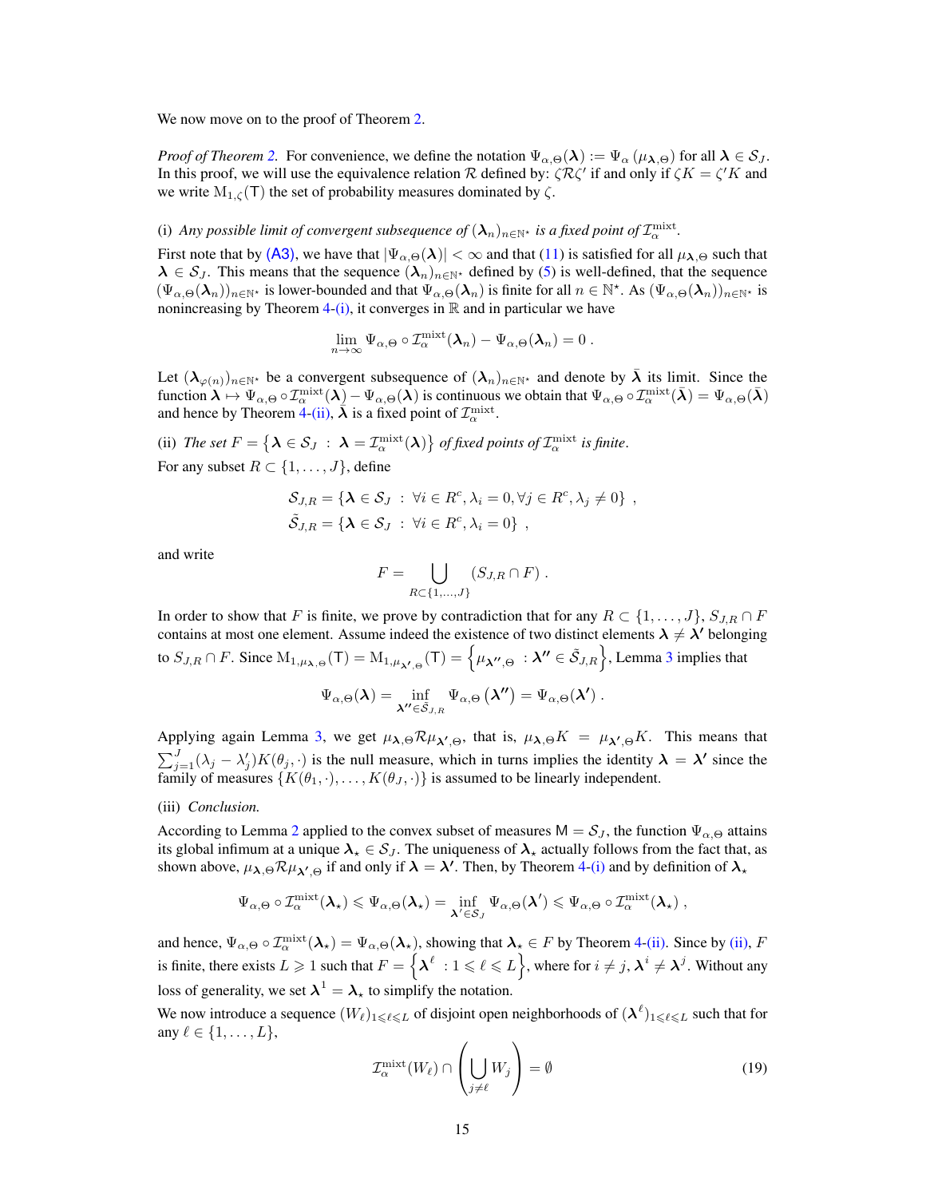We now move on to the proof of Theorem 2.

*Proof of Theorem 2.* For convenience, we define the notation $\Psi_{\alpha,\Theta}(\boldsymbol{\lambda}) := \Psi_\alpha(\mu_{\boldsymbol{\lambda},\Theta})$ for all $\boldsymbol{\lambda} \in \mathcal{S}_J$. In this proof, we will use the equivalence relation $\mathcal{R}$ defined by: $\zeta \mathcal{R} \zeta'$ if and only if $\zeta K = \zeta' K$ and we write $\mathrm{M}_{1,\zeta}(\mathsf{T})$ the set of probability measures dominated by $\zeta$.

(i) *Any possible limit of convergent subsequence of $(\boldsymbol{\lambda}_n)_{n\in\mathbb{N}^\star}$ is a fixed point of $\mathcal{I}_\alpha^{\mathrm{mixt}}$.*

First note that by (A3), we have that $|\Psi_{\alpha,\Theta}(\boldsymbol{\lambda})| < \infty$ and that (11) is satisfied for all $\mu_{\boldsymbol{\lambda},\Theta}$ such that $\boldsymbol{\lambda} \in \mathcal{S}_J$. This means that the sequence $(\boldsymbol{\lambda}_n)_{n\in\mathbb{N}^\star}$ defined by (5) is well-defined, that the sequence $(\Psi_{\alpha,\Theta}(\boldsymbol{\lambda}_n))_{n\in\mathbb{N}^\star}$ is lower-bounded and that $\Psi_{\alpha,\Theta}(\boldsymbol{\lambda}_n)$ is finite for all $n \in \mathbb{N}^\star$. As $(\Psi_{\alpha,\Theta}(\boldsymbol{\lambda}_n))_{n\in\mathbb{N}^\star}$ is nonincreasing by Theorem 4-(i), it converges in $\mathbb{R}$ and in particular we have

$$
\lim_{n\to\infty} \Psi_{\alpha,\Theta} \circ \mathcal{I}_\alpha^{\mathrm{mixt}}(\boldsymbol{\lambda}_n) - \Psi_{\alpha,\Theta}(\boldsymbol{\lambda}_n) = 0 \ .
$$

Let $(\boldsymbol{\lambda}_{\varphi(n)})_{n\in\mathbb{N}^\star}$ be a convergent subsequence of $(\boldsymbol{\lambda}_n)_{n\in\mathbb{N}^\star}$ and denote by $\bar{\boldsymbol{\lambda}}$ its limit. Since the function $\boldsymbol{\lambda} \mapsto \Psi_{\alpha,\Theta} \circ \mathcal{I}_\alpha^{\mathrm{mixt}}(\boldsymbol{\lambda}) - \Psi_{\alpha,\Theta}(\boldsymbol{\lambda})$ is continuous we obtain that $\Psi_{\alpha,\Theta} \circ \mathcal{I}_\alpha^{\mathrm{mixt}}(\bar{\boldsymbol{\lambda}}) = \Psi_{\alpha,\Theta}(\bar{\boldsymbol{\lambda}})$ and hence by Theorem 4-(ii), $\bar{\boldsymbol{\lambda}}$ is a fixed point of $\mathcal{I}_\alpha^{\mathrm{mixt}}$.

(ii) *The set $F = \left\{\boldsymbol{\lambda} \in \mathcal{S}_J \ : \ \boldsymbol{\lambda} = \mathcal{I}_\alpha^{\mathrm{mixt}}(\boldsymbol{\lambda})\right\}$ of fixed points of $\mathcal{I}_\alpha^{\mathrm{mixt}}$ is finite.*

For any subset $R \subset \{1, \ldots, J\}$, define

$$
\begin{aligned}
\mathcal{S}_{J,R} &= \{\boldsymbol{\lambda} \in \mathcal{S}_J \ : \ \forall i \in R^c, \lambda_i = 0, \forall j \in R^c, \lambda_j \neq 0\} \ , \\
\tilde{\mathcal{S}}_{J,R} &= \{\boldsymbol{\lambda} \in \mathcal{S}_J \ : \ \forall i \in R^c, \lambda_i = 0\} \ ,
\end{aligned}
$$

and write

$$
F = \bigcup_{R\subset\{1,\ldots,J\}} (S_{J,R} \cap F) \ .
$$

In order to show that $F$ is finite, we prove by contradiction that for any $R \subset \{1, \ldots, J\}$, $S_{J,R} \cap F$ contains at most one element. Assume indeed the existence of two distinct elements $\boldsymbol{\lambda} \neq \boldsymbol{\lambda}'$ belonging to $S_{J,R} \cap F$. Since $\mathrm{M}_{1,\mu_{\boldsymbol{\lambda},\Theta}}(\mathsf{T}) = \mathrm{M}_{1,\mu_{\boldsymbol{\lambda}',\Theta}}(\mathsf{T}) = \left\{\mu_{\boldsymbol{\lambda}'',\Theta} \ : \boldsymbol{\lambda}'' \in \tilde{\mathcal{S}}_{J,R}\right\}$, Lemma 3 implies that

$$
\Psi_{\alpha,\Theta}(\boldsymbol{\lambda}) = \inf_{\boldsymbol{\lambda}''\in\tilde{\mathcal{S}}_{J,R}} \Psi_{\alpha,\Theta}\left(\boldsymbol{\lambda}''\right) = \Psi_{\alpha,\Theta}(\boldsymbol{\lambda}') \ .
$$

Applying again Lemma 3, we get $\mu_{\boldsymbol{\lambda},\Theta} \mathcal{R} \mu_{\boldsymbol{\lambda}',\Theta}$, that is, $\mu_{\boldsymbol{\lambda},\Theta} K = \mu_{\boldsymbol{\lambda}',\Theta} K$. This means that $\sum_{j=1}^J (\lambda_j - \lambda'_j) K(\theta_j, \cdot)$ is the null measure, which in turns implies the identity $\boldsymbol{\lambda} = \boldsymbol{\lambda}'$ since the family of measures $\{K(\theta_1, \cdot), \ldots, K(\theta_J, \cdot)\}$ is assumed to be linearly independent.

(iii) *Conclusion.*

According to Lemma 2 applied to the convex subset of measures $\mathsf{M} = \mathcal{S}_J$, the function $\Psi_{\alpha,\Theta}$ attains its global infimum at a unique $\boldsymbol{\lambda}_\star \in \mathcal{S}_J$. The uniqueness of $\boldsymbol{\lambda}_\star$ actually follows from the fact that, as shown above, $\mu_{\boldsymbol{\lambda},\Theta} \mathcal{R} \mu_{\boldsymbol{\lambda}',\Theta}$ if and only if $\boldsymbol{\lambda} = \boldsymbol{\lambda}'$. Then, by Theorem 4-(i) and by definition of $\boldsymbol{\lambda}_\star$

$$
\Psi_{\alpha,\Theta} \circ \mathcal{I}_\alpha^{\mathrm{mixt}}(\boldsymbol{\lambda}_\star) \leqslant \Psi_{\alpha,\Theta}(\boldsymbol{\lambda}_\star) = \inf_{\boldsymbol{\lambda}'\in\mathcal{S}_J} \Psi_{\alpha,\Theta}(\boldsymbol{\lambda}') \leqslant \Psi_{\alpha,\Theta} \circ \mathcal{I}_\alpha^{\mathrm{mixt}}(\boldsymbol{\lambda}_\star) \ ,
$$

and hence, $\Psi_{\alpha,\Theta} \circ \mathcal{I}_\alpha^{\mathrm{mixt}}(\boldsymbol{\lambda}_\star) = \Psi_{\alpha,\Theta}(\boldsymbol{\lambda}_\star)$, showing that $\boldsymbol{\lambda}_\star \in F$ by Theorem 4-(ii). Since by (ii), $F$ is finite, there exists $L \geqslant 1$ such that $F = \left\{\boldsymbol{\lambda}^\ell \ : 1 \leqslant \ell \leqslant L\right\}$, where for $i \neq j$, $\boldsymbol{\lambda}^i \neq \boldsymbol{\lambda}^j$. Without any loss of generality, we set $\boldsymbol{\lambda}^1 = \boldsymbol{\lambda}_\star$ to simplify the notation.

We now introduce a sequence $(W_\ell)_{1\leqslant\ell\leqslant L}$ of disjoint open neighborhoods of $(\boldsymbol{\lambda}^\ell)_{1\leqslant\ell\leqslant L}$ such that for any $\ell \in \{1, \ldots, L\}$,

$$
\mathcal{I}_\alpha^{\mathrm{mixt}}(W_\ell) \cap \left(\bigcup_{j\neq\ell} W_j\right) = \emptyset \tag{19}
$$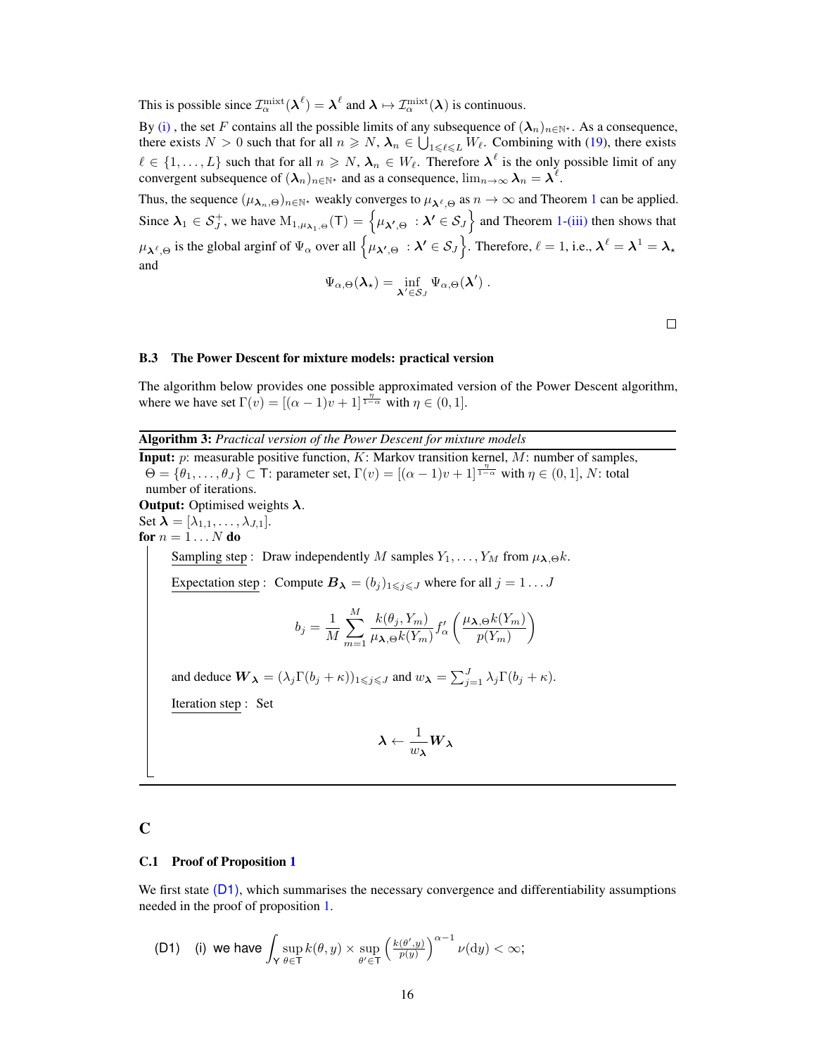This is possible since $\mathcal{I}_\alpha^{\mathrm{mixt}}(\boldsymbol{\lambda}^\ell) = \boldsymbol{\lambda}^\ell$ and $\boldsymbol{\lambda} \mapsto \mathcal{I}_\alpha^{\mathrm{mixt}}(\boldsymbol{\lambda})$ is continuous.

By (i) , the set $F$ contains all the possible limits of any subsequence of $(\boldsymbol{\lambda}_n)_{n\in\mathbb{N}^\star}$. As a consequence, there exists $N > 0$ such that for all $n \geqslant N$, $\boldsymbol{\lambda}_n \in \bigcup_{1\leqslant \ell \leqslant L} W_\ell$. Combining with (19), there exists $\ell \in \{1, \ldots, L\}$ such that for all $n \geqslant N$, $\boldsymbol{\lambda}_n \in W_\ell$. Therefore $\boldsymbol{\lambda}^\ell$ is the only possible limit of any convergent subsequence of $(\boldsymbol{\lambda}_n)_{n\in\mathbb{N}^\star}$ and as a consequence, $\lim_{n\to\infty} \boldsymbol{\lambda}_n = \boldsymbol{\lambda}^\ell$.

Thus, the sequence $(\mu_{\boldsymbol{\lambda}_n,\Theta})_{n\in\mathbb{N}^\star}$ weakly converges to $\mu_{\boldsymbol{\lambda}^\ell,\Theta}$ as $n \to \infty$ and Theorem 1 can be applied. Since $\boldsymbol{\lambda}_1 \in \mathcal{S}_J^+$, we have $\mathrm{M}_{1,\mu_{\boldsymbol{\lambda}_1,\Theta}}(\mathsf{T}) = \left\{\mu_{\boldsymbol{\lambda}',\Theta} \ : \boldsymbol{\lambda}' \in \mathcal{S}_J\right\}$ and Theorem 1-(iii) then shows that $\mu_{\boldsymbol{\lambda}^\ell,\Theta}$ is the global arginf of $\Psi_\alpha$ over all $\left\{\mu_{\boldsymbol{\lambda}',\Theta} \ : \boldsymbol{\lambda}' \in \mathcal{S}_J\right\}$. Therefore, $\ell = 1$, i.e., $\boldsymbol{\lambda}^\ell = \boldsymbol{\lambda}^1 = \boldsymbol{\lambda}_\star$ and

$$\Psi_{\alpha,\Theta}(\boldsymbol{\lambda}_\star) = \inf_{\boldsymbol{\lambda}'\in\mathcal{S}_J} \Psi_{\alpha,\Theta}(\boldsymbol{\lambda}') \ .$$

□

### B.3 The Power Descent for mixture models: practical version

The algorithm below provides one possible approximated version of the Power Descent algorithm, where we have set $\Gamma(v) = [(\alpha-1)v + 1]^{\frac{\eta}{1-\alpha}}$ with $\eta \in (0, 1]$.

---

**Algorithm 3:** *Practical version of the Power Descent for mixture models*

**Input:** $p$: measurable positive function, $K$: Markov transition kernel, $M$: number of samples, $\Theta = \{\theta_1, \ldots, \theta_J\} \subset \mathsf{T}$: parameter set, $\Gamma(v) = [(\alpha-1)v + 1]^{\frac{\eta}{1-\alpha}}$ with $\eta \in (0, 1]$, $N$: total number of iterations.

**Output:** Optimised weights $\boldsymbol{\lambda}$.

Set $\boldsymbol{\lambda} = [\lambda_{1,1}, \ldots, \lambda_{J,1}]$.

**for** $n = 1 \ldots N$ **do**

  Sampling step : Draw independently $M$ samples $Y_1, \ldots, Y_M$ from $\mu_{\boldsymbol{\lambda},\Theta}k$.

  Expectation step : Compute $\boldsymbol{B}_{\boldsymbol{\lambda}} = (b_j)_{1\leqslant j\leqslant J}$ where for all $j = 1 \ldots J$

$$b_j = \frac{1}{M}\sum_{m=1}^{M} \frac{k(\theta_j, Y_m)}{\mu_{\boldsymbol{\lambda},\Theta}k(Y_m)} f_\alpha'\left(\frac{\mu_{\boldsymbol{\lambda},\Theta}k(Y_m)}{p(Y_m)}\right)$$

  and deduce $\boldsymbol{W}_{\boldsymbol{\lambda}} = (\lambda_j \Gamma(b_j + \kappa))_{1\leqslant j\leqslant J}$ and $w_{\boldsymbol{\lambda}} = \sum_{j=1}^J \lambda_j \Gamma(b_j + \kappa)$.

  Iteration step : Set

$$\boldsymbol{\lambda} \leftarrow \frac{1}{w_{\boldsymbol{\lambda}}} \boldsymbol{W}_{\boldsymbol{\lambda}}$$

---

## C

### C.1 Proof of Proposition 1

We first state (D1), which summarises the necessary convergence and differentiability assumptions needed in the proof of proposition 1.

(D1) (i) we have $\displaystyle\int_{\mathsf{Y}} \sup_{\theta\in\mathsf{T}} k(\theta, y) \times \sup_{\theta'\in\mathsf{T}} \left(\frac{k(\theta', y)}{p(y)}\right)^{\alpha-1} \nu(\mathrm{d}y) < \infty$;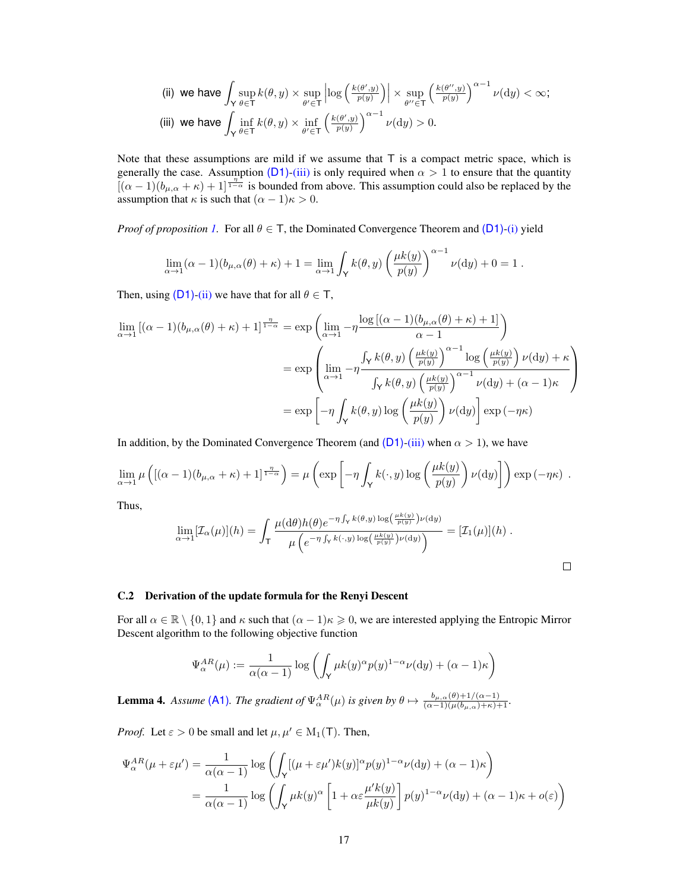(ii) we have $\int_{\mathsf{Y}} \sup_{\theta \in \mathsf{T}} k(\theta, y) \times \sup_{\theta' \in \mathsf{T}} \left| \log \left( \frac{k(\theta', y)}{p(y)} \right) \right| \times \sup_{\theta'' \in \mathsf{T}} \left( \frac{k(\theta'', y)}{p(y)} \right)^{\alpha - 1} \nu(\mathrm{d}y) < \infty$;

(iii) we have $\int_{\mathsf{Y}} \inf_{\theta \in \mathsf{T}} k(\theta, y) \times \inf_{\theta' \in \mathsf{T}} \left( \frac{k(\theta', y)}{p(y)} \right)^{\alpha - 1} \nu(\mathrm{d}y) > 0$.

Note that these assumptions are mild if we assume that $\mathsf{T}$ is a compact metric space, which is generally the case. Assumption (D1)-(iii) is only required when $\alpha > 1$ to ensure that the quantity $[(\alpha - 1)(b_{\mu,\alpha} + \kappa) + 1]^{\frac{\eta}{1-\alpha}}$ is bounded from above. This assumption could also be replaced by the assumption that $\kappa$ is such that $(\alpha - 1)\kappa > 0$.

*Proof of proposition 1.* For all $\theta \in \mathsf{T}$, the Dominated Convergence Theorem and (D1)-(i) yield

$$\lim_{\alpha \to 1} (\alpha - 1)(b_{\mu,\alpha}(\theta) + \kappa) + 1 = \lim_{\alpha \to 1} \int_{\mathsf{Y}} k(\theta, y) \left( \frac{\mu k(y)}{p(y)} \right)^{\alpha - 1} \nu(\mathrm{d}y) + 0 = 1 \, .$$

Then, using (D1)-(ii) we have that for all $\theta \in \mathsf{T}$,

$$\begin{aligned}
\lim_{\alpha \to 1} [(\alpha - 1)(b_{\mu,\alpha}(\theta) + \kappa) + 1]^{\frac{\eta}{1-\alpha}} &= \exp\left( \lim_{\alpha \to 1} -\eta \frac{\log\left[(\alpha - 1)(b_{\mu,\alpha}(\theta) + \kappa) + 1\right]}{\alpha - 1} \right) \\
&= \exp\left( \lim_{\alpha \to 1} -\eta \frac{\int_{\mathsf{Y}} k(\theta, y) \left( \frac{\mu k(y)}{p(y)} \right)^{\alpha - 1} \log\left( \frac{\mu k(y)}{p(y)} \right) \nu(\mathrm{d}y) + \kappa}{\int_{\mathsf{Y}} k(\theta, y) \left( \frac{\mu k(y)}{p(y)} \right)^{\alpha - 1} \nu(\mathrm{d}y) + (\alpha - 1)\kappa} \right) \\
&= \exp\left[ -\eta \int_{\mathsf{Y}} k(\theta, y) \log\left( \frac{\mu k(y)}{p(y)} \right) \nu(\mathrm{d}y) \right] \exp(-\eta\kappa)
\end{aligned}$$

In addition, by the Dominated Convergence Theorem (and (D1)-(iii) when $\alpha > 1$), we have

$$\lim_{\alpha \to 1} \mu\left( [(\alpha - 1)(b_{\mu,\alpha} + \kappa) + 1]^{\frac{\eta}{1-\alpha}} \right) = \mu\left( \exp\left[ -\eta \int_{\mathsf{Y}} k(\cdot, y) \log\left( \frac{\mu k(y)}{p(y)} \right) \nu(\mathrm{d}y) \right] \right) \exp(-\eta\kappa) \, .$$

Thus,

$$\lim_{\alpha \to 1} [\mathcal{I}_\alpha(\mu)](h) = \int_{\mathsf{T}} \frac{\mu(\mathrm{d}\theta) h(\theta) e^{-\eta \int_{\mathsf{Y}} k(\theta, y) \log\left( \frac{\mu k(y)}{p(y)} \right) \nu(\mathrm{d}y)}}{\mu\left( e^{-\eta \int_{\mathsf{Y}} k(\cdot, y) \log\left( \frac{\mu k(y)}{p(y)} \right) \nu(\mathrm{d}y)} \right)} = [\mathcal{I}_1(\mu)](h) \, .$$

□

### C.2 Derivation of the update formula for the Renyi Descent

For all $\alpha \in \mathbb{R} \setminus \{0, 1\}$ and $\kappa$ such that $(\alpha - 1)\kappa \geqslant 0$, we are interested applying the Entropic Mirror Descent algorithm to the following objective function

$$\Psi_\alpha^{AR}(\mu) := \frac{1}{\alpha(\alpha - 1)} \log\left( \int_{\mathsf{Y}} \mu k(y)^\alpha p(y)^{1-\alpha} \nu(\mathrm{d}y) + (\alpha - 1)\kappa \right)$$

**Lemma 4.** *Assume (A1). The gradient of $\Psi_\alpha^{AR}(\mu)$ is given by $\theta \mapsto \frac{b_{\mu,\alpha}(\theta) + 1/(\alpha - 1)}{(\alpha - 1)(\mu(b_{\mu,\alpha}) + \kappa) + 1}$.*

*Proof.* Let $\varepsilon > 0$ be small and let $\mu, \mu' \in \mathrm{M}_1(\mathsf{T})$. Then,

$$\begin{aligned}
\Psi_\alpha^{AR}(\mu + \varepsilon\mu') &= \frac{1}{\alpha(\alpha - 1)} \log\left( \int_{\mathsf{Y}} [(\mu + \varepsilon\mu')k(y)]^\alpha p(y)^{1-\alpha} \nu(\mathrm{d}y) + (\alpha - 1)\kappa \right) \\
&= \frac{1}{\alpha(\alpha - 1)} \log\left( \int_{\mathsf{Y}} \mu k(y)^\alpha \left[ 1 + \alpha\varepsilon \frac{\mu' k(y)}{\mu k(y)} \right] p(y)^{1-\alpha} \nu(\mathrm{d}y) + (\alpha - 1)\kappa + o(\varepsilon) \right)
\end{aligned}$$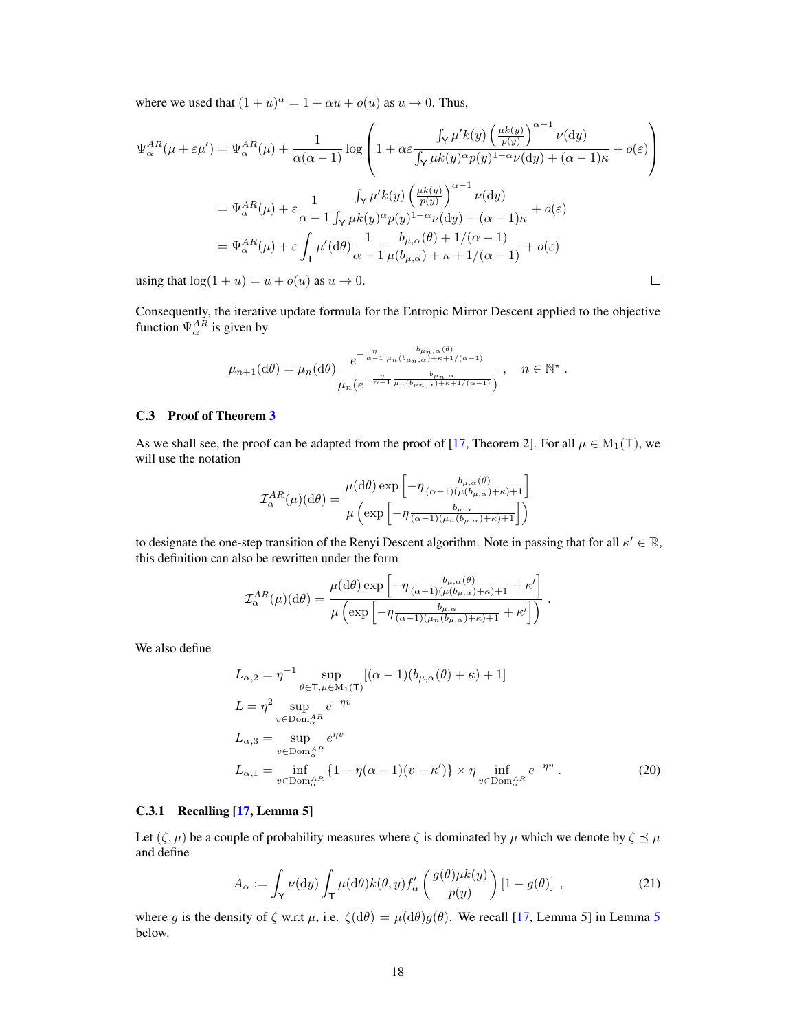where we used that $(1+u)^\alpha = 1 + \alpha u + o(u)$ as $u \to 0$. Thus,

$$
\begin{aligned}
\Psi_\alpha^{AR}(\mu + \varepsilon\mu') &= \Psi_\alpha^{AR}(\mu) + \frac{1}{\alpha(\alpha-1)} \log\left(1 + \alpha\varepsilon \frac{\int_{\mathsf{Y}} \mu' k(y) \left(\frac{\mu k(y)}{p(y)}\right)^{\alpha-1} \nu(\mathrm{d}y)}{\int_{\mathsf{Y}} \mu k(y)^\alpha p(y)^{1-\alpha} \nu(\mathrm{d}y) + (\alpha-1)\kappa} + o(\varepsilon)\right) \\
&= \Psi_\alpha^{AR}(\mu) + \varepsilon \frac{1}{\alpha - 1} \frac{\int_{\mathsf{Y}} \mu' k(y) \left(\frac{\mu k(y)}{p(y)}\right)^{\alpha-1} \nu(\mathrm{d}y)}{\int_{\mathsf{Y}} \mu k(y)^\alpha p(y)^{1-\alpha} \nu(\mathrm{d}y) + (\alpha-1)\kappa} + o(\varepsilon) \\
&= \Psi_\alpha^{AR}(\mu) + \varepsilon \int_{\mathsf{T}} \mu'(\mathrm{d}\theta) \frac{1}{\alpha-1} \frac{b_{\mu,\alpha}(\theta) + 1/(\alpha-1)}{\mu(b_{\mu,\alpha}) + \kappa + 1/(\alpha-1)} + o(\varepsilon)
\end{aligned}
$$

using that $\log(1+u) = u + o(u)$ as $u \to 0$. □

Consequently, the iterative update formula for the Entropic Mirror Descent applied to the objective function $\Psi_\alpha^{AR}$ is given by

$$
\mu_{n+1}(\mathrm{d}\theta) = \mu_n(\mathrm{d}\theta) \frac{e^{-\frac{\eta}{\alpha-1}\frac{b_{\mu_n,\alpha}(\theta)}{\mu_n(b_{\mu_n,\alpha}) + \kappa + 1/(\alpha-1)}}}{\mu_n(e^{-\frac{\eta}{\alpha-1}\frac{b_{\mu_n,\alpha}}{\mu_n(b_{\mu_n,\alpha}) + \kappa + 1/(\alpha-1)}})}, \quad n \in \mathbb{N}^\star .
$$

### C.3 Proof of Theorem 3

As we shall see, the proof can be adapted from the proof of [17, Theorem 2]. For all $\mu \in \mathrm{M}_1(\mathsf{T})$, we will use the notation

$$
\mathcal{I}_\alpha^{AR}(\mu)(\mathrm{d}\theta) = \frac{\mu(\mathrm{d}\theta) \exp\left[-\eta \frac{b_{\mu,\alpha}(\theta)}{(\alpha-1)(\mu(b_{\mu,\alpha}) + \kappa) + 1}\right]}{\mu\left(\exp\left[-\eta \frac{b_{\mu,\alpha}}{(\alpha-1)(\mu_n(b_{\mu,\alpha}) + \kappa) + 1}\right]\right)}
$$

to designate the one-step transition of the Renyi Descent algorithm. Note in passing that for all $\kappa' \in \mathbb{R}$, this definition can also be rewritten under the form

$$
\mathcal{I}_\alpha^{AR}(\mu)(\mathrm{d}\theta) = \frac{\mu(\mathrm{d}\theta) \exp\left[-\eta \frac{b_{\mu,\alpha}(\theta)}{(\alpha-1)(\mu(b_{\mu,\alpha}) + \kappa) + 1} + \kappa'\right]}{\mu\left(\exp\left[-\eta \frac{b_{\mu,\alpha}}{(\alpha-1)(\mu_n(b_{\mu,\alpha}) + \kappa) + 1} + \kappa'\right]\right)} .
$$

We also define

$$
\begin{aligned}
L_{\alpha,2} &= \eta^{-1} \sup_{\theta \in \mathsf{T}, \mu \in \mathrm{M}_1(\mathsf{T})} [(\alpha-1)(b_{\mu,\alpha}(\theta) + \kappa) + 1] \\
L &= \eta^2 \sup_{v \in \mathrm{Dom}_\alpha^{AR}} e^{-\eta v} \\
L_{\alpha,3} &= \sup_{v \in \mathrm{Dom}_\alpha^{AR}} e^{\eta v} \\
L_{\alpha,1} &= \inf_{v \in \mathrm{Dom}_\alpha^{AR}} \{1 - \eta(\alpha-1)(v - \kappa')\} \times \eta \inf_{v \in \mathrm{Dom}_\alpha^{AR}} e^{-\eta v} .
\end{aligned} \tag{20}
$$

#### C.3.1 Recalling [17, Lemma 5]

Let $(\zeta, \mu)$ be a couple of probability measures where $\zeta$ is dominated by $\mu$ which we denote by $\zeta \preceq \mu$ and define

$$
A_\alpha := \int_{\mathsf{Y}} \nu(\mathrm{d}y) \int_{\mathsf{T}} \mu(\mathrm{d}\theta) k(\theta, y) f_\alpha'\left(\frac{g(\theta)\mu k(y)}{p(y)}\right) [1 - g(\theta)] , \tag{21}
$$

where $g$ is the density of $\zeta$ w.r.t $\mu$, i.e. $\zeta(\mathrm{d}\theta) = \mu(\mathrm{d}\theta) g(\theta)$. We recall [17, Lemma 5] in Lemma 5 below.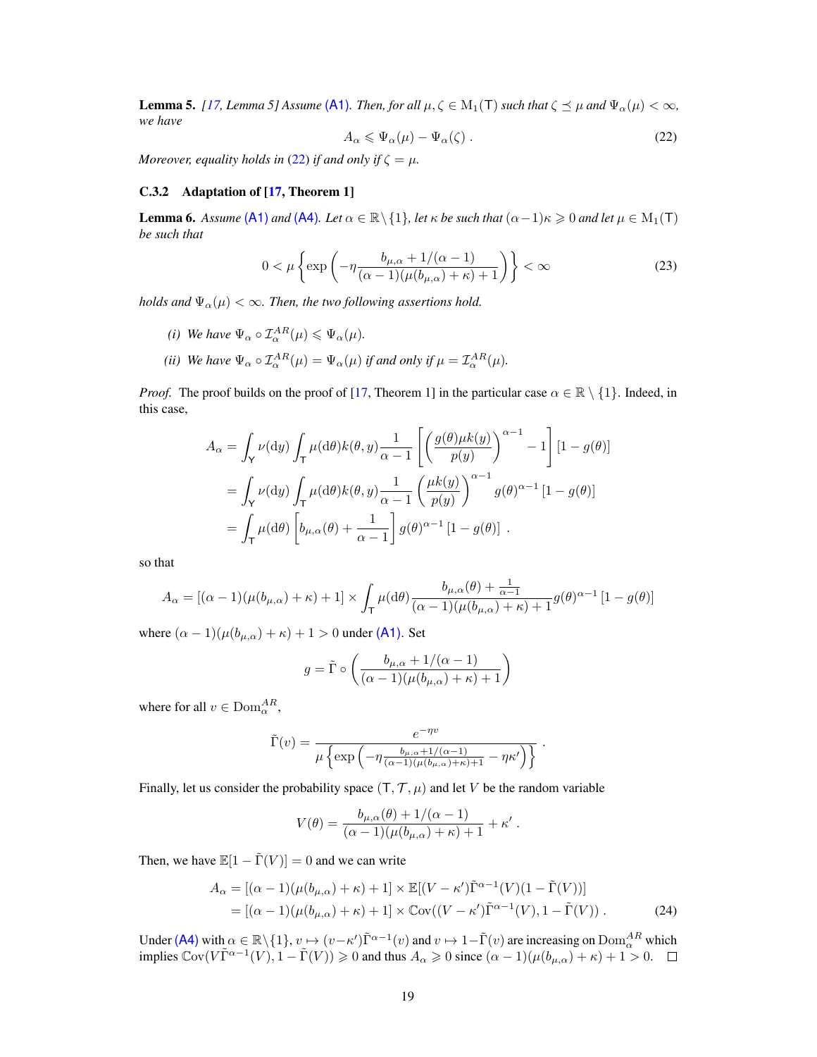**Lemma 5.** *[17, Lemma 5] Assume (A1). Then, for all $\mu, \zeta \in \mathrm{M}_1(\mathsf{T})$ such that $\zeta \preceq \mu$ and $\Psi_\alpha(\mu) < \infty$, we have*

$$A_\alpha \leqslant \Psi_\alpha(\mu) - \Psi_\alpha(\zeta) \ . \tag{22}$$

*Moreover, equality holds in (22) if and only if $\zeta = \mu$.*

### C.3.2 Adaptation of [17, Theorem 1]

**Lemma 6.** *Assume (A1) and (A4). Let $\alpha \in \mathbb{R}\setminus\{1\}$, let $\kappa$ be such that $(\alpha-1)\kappa \geqslant 0$ and let $\mu \in \mathrm{M}_1(\mathsf{T})$ be such that*

$$0 < \mu\left\{\exp\left(-\eta\frac{b_{\mu,\alpha} + 1/(\alpha-1)}{(\alpha-1)(\mu(b_{\mu,\alpha})+\kappa)+1}\right)\right\} < \infty \tag{23}$$

*holds and $\Psi_\alpha(\mu) < \infty$. Then, the two following assertions hold.*

*(i) We have $\Psi_\alpha \circ \mathcal{I}_\alpha^{AR}(\mu) \leqslant \Psi_\alpha(\mu)$.*

*(ii) We have $\Psi_\alpha \circ \mathcal{I}_\alpha^{AR}(\mu) = \Psi_\alpha(\mu)$ if and only if $\mu = \mathcal{I}_\alpha^{AR}(\mu)$.*

*Proof.* The proof builds on the proof of [17, Theorem 1] in the particular case $\alpha \in \mathbb{R} \setminus \{1\}$. Indeed, in this case,

$$\begin{aligned}
A_\alpha &= \int_{\mathsf{Y}} \nu(\mathrm{d}y) \int_{\mathsf{T}} \mu(\mathrm{d}\theta) k(\theta, y) \frac{1}{\alpha-1}\left[\left(\frac{g(\theta)\mu k(y)}{p(y)}\right)^{\alpha-1} - 1\right][1-g(\theta)] \\
&= \int_{\mathsf{Y}} \nu(\mathrm{d}y) \int_{\mathsf{T}} \mu(\mathrm{d}\theta) k(\theta, y) \frac{1}{\alpha-1}\left(\frac{\mu k(y)}{p(y)}\right)^{\alpha-1} g(\theta)^{\alpha-1}[1-g(\theta)] \\
&= \int_{\mathsf{T}} \mu(\mathrm{d}\theta)\left[b_{\mu,\alpha}(\theta) + \frac{1}{\alpha-1}\right] g(\theta)^{\alpha-1}[1-g(\theta)] \ .
\end{aligned}$$

so that

$$A_\alpha = [(\alpha-1)(\mu(b_{\mu,\alpha})+\kappa)+1] \times \int_{\mathsf{T}} \mu(\mathrm{d}\theta) \frac{b_{\mu,\alpha}(\theta) + \frac{1}{\alpha-1}}{(\alpha-1)(\mu(b_{\mu,\alpha})+\kappa)+1} g(\theta)^{\alpha-1}[1-g(\theta)]$$

where $(\alpha-1)(\mu(b_{\mu,\alpha})+\kappa)+1 > 0$ under (A1). Set

$$g = \tilde{\Gamma} \circ \left(\frac{b_{\mu,\alpha} + 1/(\alpha-1)}{(\alpha-1)(\mu(b_{\mu,\alpha})+\kappa)+1}\right)$$

where for all $v \in \mathrm{Dom}_\alpha^{AR}$,

$$\tilde{\Gamma}(v) = \frac{e^{-\eta v}}{\mu\left\{\exp\left(-\eta\frac{b_{\mu,\alpha}+1/(\alpha-1)}{(\alpha-1)(\mu(b_{\mu,\alpha})+\kappa)+1} - \eta\kappa'\right)\right\}} \ .$$

Finally, let us consider the probability space $(\mathsf{T}, \mathcal{T}, \mu)$ and let $V$ be the random variable

$$V(\theta) = \frac{b_{\mu,\alpha}(\theta) + 1/(\alpha-1)}{(\alpha-1)(\mu(b_{\mu,\alpha})+\kappa)+1} + \kappa' \ .$$

Then, we have $\mathbb{E}[1-\tilde{\Gamma}(V)] = 0$ and we can write

$$\begin{aligned}
A_\alpha &= [(\alpha-1)(\mu(b_{\mu,\alpha})+\kappa)+1] \times \mathbb{E}[(V-\kappa')\tilde{\Gamma}^{\alpha-1}(V)(1-\tilde{\Gamma}(V))] \\
&= [(\alpha-1)(\mu(b_{\mu,\alpha})+\kappa)+1] \times \mathbb{C}\mathrm{ov}((V-\kappa')\tilde{\Gamma}^{\alpha-1}(V), 1-\tilde{\Gamma}(V)) \ .
\end{aligned} \tag{24}$$

Under (A4) with $\alpha \in \mathbb{R}\setminus\{1\}$, $v \mapsto (v-\kappa')\tilde{\Gamma}^{\alpha-1}(v)$ and $v \mapsto 1-\tilde{\Gamma}(v)$ are increasing on $\mathrm{Dom}_\alpha^{AR}$ which implies $\mathbb{C}\mathrm{ov}(V\tilde{\Gamma}^{\alpha-1}(V), 1-\tilde{\Gamma}(V)) \geqslant 0$ and thus $A_\alpha \geqslant 0$ since $(\alpha-1)(\mu(b_{\mu,\alpha})+\kappa)+1 > 0$. $\square$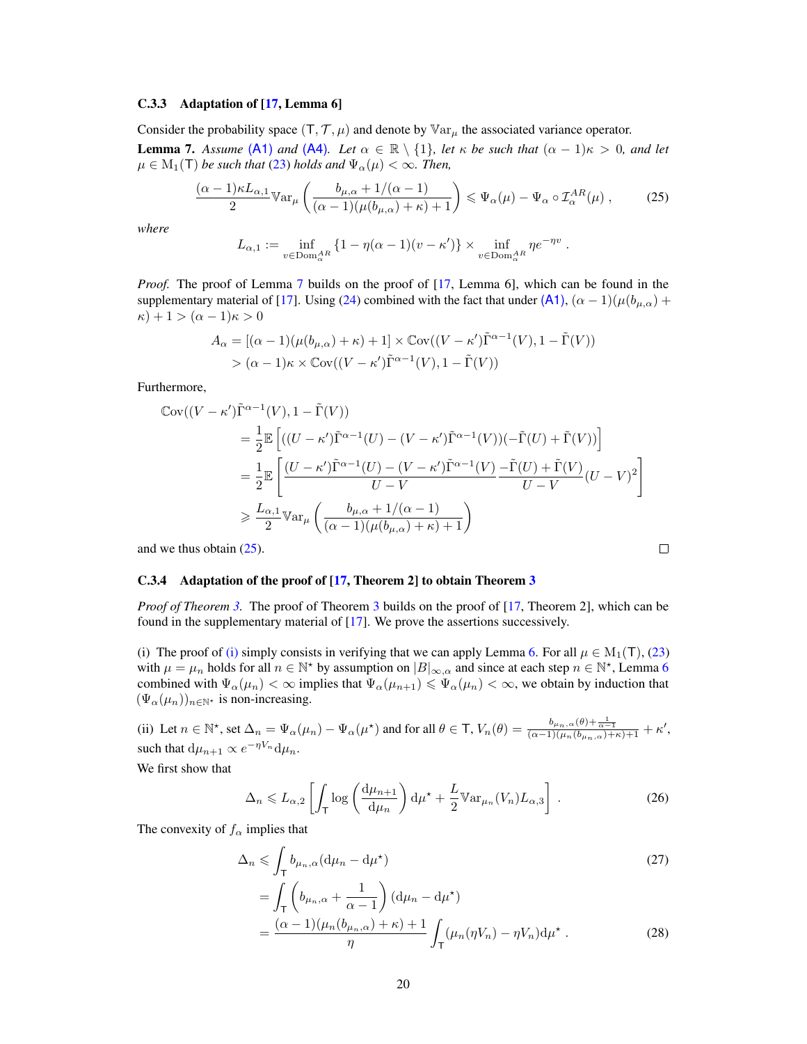#### C.3.3 Adaptation of [17, Lemma 6]

Consider the probability space $(\mathsf{T}, \mathcal{T}, \mu)$ and denote by $\mathbb{V}\mathrm{ar}_\mu$ the associated variance operator.

**Lemma 7.** *Assume (A1) and (A4). Let $\alpha \in \mathbb{R} \setminus \{1\}$, let $\kappa$ be such that $(\alpha - 1)\kappa > 0$, and let $\mu \in \mathrm{M}_1(\mathsf{T})$ be such that (23) holds and $\Psi_\alpha(\mu) < \infty$. Then,*

$$\frac{(\alpha-1)\kappa L_{\alpha,1}}{2} \mathbb{V}\mathrm{ar}_\mu \left( \frac{b_{\mu,\alpha} + 1/(\alpha-1)}{(\alpha-1)(\mu(b_{\mu,\alpha}) + \kappa) + 1} \right) \leqslant \Psi_\alpha(\mu) - \Psi_\alpha \circ \mathcal{I}_\alpha^{AR}(\mu) \;, \tag{25}$$

*where*

$$L_{\alpha,1} := \inf_{v \in \mathrm{Dom}_\alpha^{AR}} \{1 - \eta(\alpha-1)(v - \kappa')\} \times \inf_{v \in \mathrm{Dom}_\alpha^{AR}} \eta e^{-\eta v} \;.$$

*Proof.* The proof of Lemma 7 builds on the proof of [17, Lemma 6], which can be found in the supplementary material of [17]. Using (24) combined with the fact that under (A1), $(\alpha-1)(\mu(b_{\mu,\alpha}) + \kappa) + 1 > (\alpha-1)\kappa > 0$

$$\begin{aligned}
A_\alpha &= [(\alpha-1)(\mu(b_{\mu,\alpha}) + \kappa) + 1] \times \mathbb{C}\mathrm{ov}((V - \kappa')\tilde{\Gamma}^{\alpha-1}(V), 1 - \tilde{\Gamma}(V)) \\
&> (\alpha-1)\kappa \times \mathbb{C}\mathrm{ov}((V - \kappa')\tilde{\Gamma}^{\alpha-1}(V), 1 - \tilde{\Gamma}(V))
\end{aligned}$$

Furthermore,

$$\begin{aligned}
&\mathbb{C}\mathrm{ov}((V - \kappa')\tilde{\Gamma}^{\alpha-1}(V), 1 - \tilde{\Gamma}(V)) \\
&\quad = \frac{1}{2}\mathbb{E}\left[ ((U - \kappa')\tilde{\Gamma}^{\alpha-1}(U) - (V - \kappa')\tilde{\Gamma}^{\alpha-1}(V))(-\tilde{\Gamma}(U) + \tilde{\Gamma}(V)) \right] \\
&\quad = \frac{1}{2}\mathbb{E}\left[ \frac{(U - \kappa')\tilde{\Gamma}^{\alpha-1}(U) - (V - \kappa')\tilde{\Gamma}^{\alpha-1}(V)}{U - V} \frac{-\tilde{\Gamma}(U) + \tilde{\Gamma}(V)}{U - V} (U - V)^2 \right] \\
&\quad \geqslant \frac{L_{\alpha,1}}{2} \mathbb{V}\mathrm{ar}_\mu \left( \frac{b_{\mu,\alpha} + 1/(\alpha-1)}{(\alpha-1)(\mu(b_{\mu,\alpha}) + \kappa) + 1} \right)
\end{aligned}$$

and we thus obtain (25). $\square$

#### C.3.4 Adaptation of the proof of [17, Theorem 2] to obtain Theorem 3

*Proof of Theorem 3.* The proof of Theorem 3 builds on the proof of [17, Theorem 2], which can be found in the supplementary material of [17]. We prove the assertions successively.

(i) The proof of (i) simply consists in verifying that we can apply Lemma 6. For all $\mu \in \mathrm{M}_1(\mathsf{T})$, (23) with $\mu = \mu_n$ holds for all $n \in \mathbb{N}^\star$ by assumption on $|B|_{\infty,\alpha}$ and since at each step $n \in \mathbb{N}^\star$, Lemma 6 combined with $\Psi_\alpha(\mu_n) < \infty$ implies that $\Psi_\alpha(\mu_{n+1}) \leqslant \Psi_\alpha(\mu_n) < \infty$, we obtain by induction that $(\Psi_\alpha(\mu_n))_{n \in \mathbb{N}^\star}$ is non-increasing.

(ii) Let $n \in \mathbb{N}^\star$, set $\Delta_n = \Psi_\alpha(\mu_n) - \Psi_\alpha(\mu^\star)$ and for all $\theta \in \mathsf{T}$, $V_n(\theta) = \frac{b_{\mu_n,\alpha}(\theta) + \frac{1}{\alpha-1}}{(\alpha-1)(\mu_n(b_{\mu_n,\alpha}) + \kappa) + 1} + \kappa'$, such that $\mathrm{d}\mu_{n+1} \propto e^{-\eta V_n} \mathrm{d}\mu_n$.

We first show that

$$\Delta_n \leqslant L_{\alpha,2} \left[ \int_{\mathsf{T}} \log\left( \frac{\mathrm{d}\mu_{n+1}}{\mathrm{d}\mu_n} \right) \mathrm{d}\mu^\star + \frac{L}{2} \mathbb{V}\mathrm{ar}_{\mu_n}(V_n) L_{\alpha,3} \right] \;. \tag{26}$$

The convexity of $f_\alpha$ implies that

$$\begin{aligned}
\Delta_n &\leqslant \int_{\mathsf{T}} b_{\mu_n,\alpha}(\mathrm{d}\mu_n - \mathrm{d}\mu^\star) &\quad (27) \\
&= \int_{\mathsf{T}} \left( b_{\mu_n,\alpha} + \frac{1}{\alpha-1} \right) (\mathrm{d}\mu_n - \mathrm{d}\mu^\star) \\
&= \frac{(\alpha-1)(\mu_n(b_{\mu_n,\alpha}) + \kappa) + 1}{\eta} \int_{\mathsf{T}} (\mu_n(\eta V_n) - \eta V_n) \mathrm{d}\mu^\star \;. &\quad (28)
\end{aligned}$$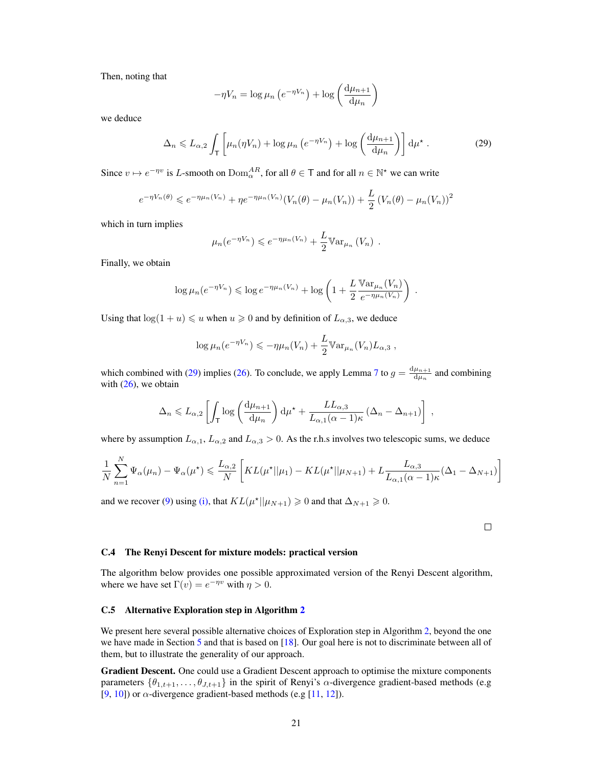Then, noting that

$$-\eta V_n = \log \mu_n \left(e^{-\eta V_n}\right) + \log \left(\frac{\mathrm{d}\mu_{n+1}}{\mathrm{d}\mu_n}\right)$$

we deduce

$$\Delta_n \leqslant L_{\alpha,2} \int_{\mathsf{T}} \left[\mu_n(\eta V_n) + \log \mu_n \left(e^{-\eta V_n}\right) + \log \left(\frac{\mathrm{d}\mu_{n+1}}{\mathrm{d}\mu_n}\right)\right] \mathrm{d}\mu^\star . \tag{29}$$

Since $v \mapsto e^{-\eta v}$ is $L$-smooth on $\mathrm{Dom}_\alpha^{AR}$, for all $\theta \in \mathsf{T}$ and for all $n \in \mathbb{N}^\star$ we can write

$$e^{-\eta V_n(\theta)} \leqslant e^{-\eta \mu_n(V_n)} + \eta e^{-\eta \mu_n(V_n)}(V_n(\theta) - \mu_n(V_n)) + \frac{L}{2}\left(V_n(\theta) - \mu_n(V_n)\right)^2$$

which in turn implies

$$\mu_n(e^{-\eta V_n}) \leqslant e^{-\eta \mu_n(V_n)} + \frac{L}{2} \mathbb{V}\mathrm{ar}_{\mu_n}(V_n) \ .$$

Finally, we obtain

$$\log \mu_n(e^{-\eta V_n}) \leqslant \log e^{-\eta \mu_n(V_n)} + \log \left(1 + \frac{L}{2} \frac{\mathbb{V}\mathrm{ar}_{\mu_n}(V_n)}{e^{-\eta \mu_n(V_n)}}\right) \ .$$

Using that $\log(1 + u) \leqslant u$ when $u \geqslant 0$ and by definition of $L_{\alpha,3}$, we deduce

$$\log \mu_n(e^{-\eta V_n}) \leqslant -\eta \mu_n(V_n) + \frac{L}{2} \mathbb{V}\mathrm{ar}_{\mu_n}(V_n) L_{\alpha,3} \ ,$$

which combined with (29) implies (26). To conclude, we apply Lemma 7 to $g = \frac{\mathrm{d}\mu_{n+1}}{\mathrm{d}\mu_n}$ and combining with (26), we obtain

$$\Delta_n \leqslant L_{\alpha,2} \left[\int_{\mathsf{T}} \log \left(\frac{\mathrm{d}\mu_{n+1}}{\mathrm{d}\mu_n}\right) \mathrm{d}\mu^\star + \frac{L L_{\alpha,3}}{L_{\alpha,1}(\alpha - 1)\kappa} \left(\Delta_n - \Delta_{n+1}\right)\right] \ ,$$

where by assumption $L_{\alpha,1}$, $L_{\alpha,2}$ and $L_{\alpha,3} > 0$. As the r.h.s involves two telescopic sums, we deduce

$$\frac{1}{N} \sum_{n=1}^{N} \Psi_\alpha(\mu_n) - \Psi_\alpha(\mu^\star) \leqslant \frac{L_{\alpha,2}}{N} \left[KL(\mu^\star || \mu_1) - KL(\mu^\star || \mu_{N+1}) + L \frac{L_{\alpha,3}}{L_{\alpha,1}(\alpha - 1)\kappa} (\Delta_1 - \Delta_{N+1})\right]$$

and we recover (9) using (i), that $KL(\mu^\star || \mu_{N+1}) \geqslant 0$ and that $\Delta_{N+1} \geqslant 0$.

□

### C.4 The Renyi Descent for mixture models: practical version

The algorithm below provides one possible approximated version of the Renyi Descent algorithm, where we have set $\Gamma(v) = e^{-\eta v}$ with $\eta > 0$.

### C.5 Alternative Exploration step in Algorithm 2

We present here several possible alternative choices of Exploration step in Algorithm 2, beyond the one we have made in Section 5 and that is based on [18]. Our goal here is not to discriminate between all of them, but to illustrate the generality of our approach.

**Gradient Descent.** One could use a Gradient Descent approach to optimise the mixture components parameters $\{\theta_{1,t+1}, \dots, \theta_{J,t+1}\}$ in the spirit of Renyi's $\alpha$-divergence gradient-based methods (e.g [9, 10]) or $\alpha$-divergence gradient-based methods (e.g [11, 12]).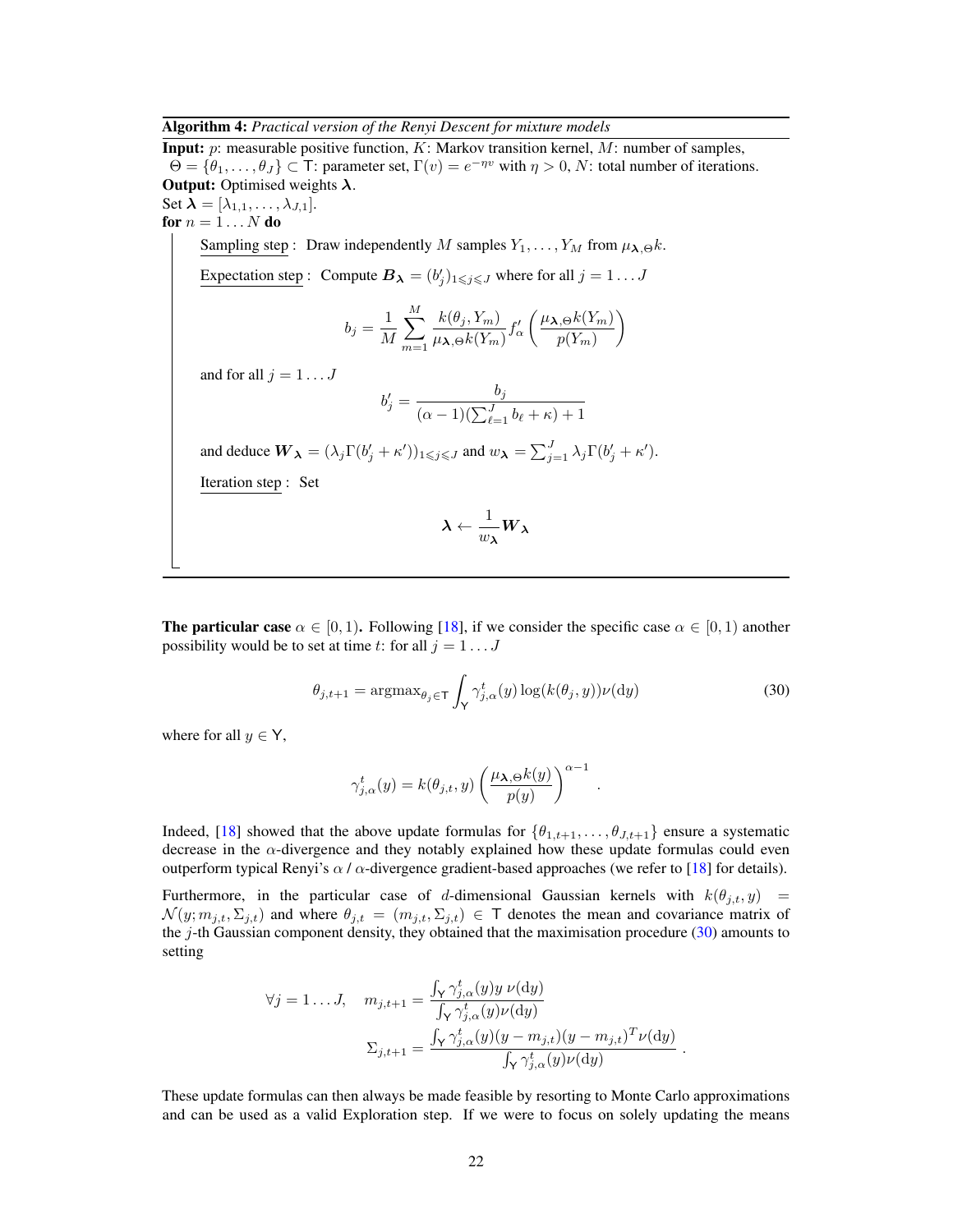**Algorithm 4:** *Practical version of the Renyi Descent for mixture models*

**Input:** $p$: measurable positive function, $K$: Markov transition kernel, $M$: number of samples, $\Theta = \{\theta_1, \dots, \theta_J\} \subset \mathsf{T}$: parameter set, $\Gamma(v) = e^{-\eta v}$ with $\eta > 0$, $N$: total number of iterations.

**Output:** Optimised weights $\boldsymbol{\lambda}$.

Set $\boldsymbol{\lambda} = [\lambda_{1,1}, \dots, \lambda_{J,1}]$.

**for** $n = 1 \dots N$ **do**

Sampling step : Draw independently $M$ samples $Y_1, \dots, Y_M$ from $\mu_{\boldsymbol{\lambda},\Theta} k$.

Expectation step : Compute $\boldsymbol{B}_{\boldsymbol{\lambda}} = (b'_j)_{1 \leqslant j \leqslant J}$ where for all $j = 1 \dots J$

$$b_j = \frac{1}{M} \sum_{m=1}^{M} \frac{k(\theta_j, Y_m)}{\mu_{\boldsymbol{\lambda},\Theta} k(Y_m)} f'_\alpha \left( \frac{\mu_{\boldsymbol{\lambda},\Theta} k(Y_m)}{p(Y_m)} \right)$$

and for all $j = 1 \dots J$

$$b'_j = \frac{b_j}{(\alpha - 1)(\sum_{\ell=1}^{J} b_\ell + \kappa) + 1}$$

and deduce $\boldsymbol{W}_{\boldsymbol{\lambda}} = (\lambda_j \Gamma(b'_j + \kappa'))_{1 \leqslant j \leqslant J}$ and $w_{\boldsymbol{\lambda}} = \sum_{j=1}^{J} \lambda_j \Gamma(b'_j + \kappa')$.

Iteration step : Set

$$\boldsymbol{\lambda} \leftarrow \frac{1}{w_{\boldsymbol{\lambda}}} \boldsymbol{W}_{\boldsymbol{\lambda}}$$

**The particular case** $\alpha \in [0, 1)$**.** Following [18], if we consider the specific case $\alpha \in [0, 1)$ another possibility would be to set at time $t$: for all $j = 1 \dots J$

$$\theta_{j,t+1} = \mathrm{argmax}_{\theta_j \in \mathsf{T}} \int_{\mathsf{Y}} \gamma_{j,\alpha}^t(y) \log(k(\theta_j, y)) \nu(\mathrm{d}y) \tag{30}$$

where for all $y \in \mathsf{Y}$,

$$\gamma_{j,\alpha}^t(y) = k(\theta_{j,t}, y) \left( \frac{\mu_{\boldsymbol{\lambda},\Theta} k(y)}{p(y)} \right)^{\alpha - 1} .$$

Indeed, [18] showed that the above update formulas for $\{\theta_{1,t+1}, \dots, \theta_{J,t+1}\}$ ensure a systematic decrease in the $\alpha$-divergence and they notably explained how these update formulas could even outperform typical Renyi's $\alpha$ / $\alpha$-divergence gradient-based approaches (we refer to [18] for details).

Furthermore, in the particular case of $d$-dimensional Gaussian kernels with $k(\theta_{j,t}, y) = \mathcal{N}(y; m_{j,t}, \Sigma_{j,t})$ and where $\theta_{j,t} = (m_{j,t}, \Sigma_{j,t}) \in \mathsf{T}$ denotes the mean and covariance matrix of the $j$-th Gaussian component density, they obtained that the maximisation procedure (30) amounts to setting

$$\forall j = 1 \dots J, \quad m_{j,t+1} = \frac{\int_{\mathsf{Y}} \gamma_{j,\alpha}^t(y) y \, \nu(\mathrm{d}y)}{\int_{\mathsf{Y}} \gamma_{j,\alpha}^t(y) \nu(\mathrm{d}y)}$$

$$\Sigma_{j,t+1} = \frac{\int_{\mathsf{Y}} \gamma_{j,\alpha}^t(y) (y - m_{j,t})(y - m_{j,t})^T \nu(\mathrm{d}y)}{\int_{\mathsf{Y}} \gamma_{j,\alpha}^t(y) \nu(\mathrm{d}y)} .$$

These update formulas can then always be made feasible by resorting to Monte Carlo approximations and can be used as a valid Exploration step. If we were to focus on solely updating the means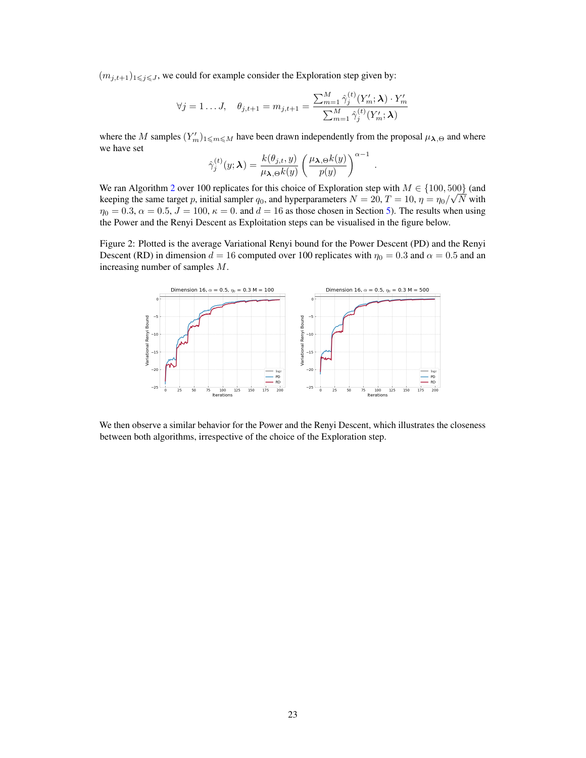$(m_{j,t+1})_{1 \leqslant j \leqslant J}$, we could for example consider the Exploration step given by:

$$\forall j = 1 \dots J, \quad \theta_{j,t+1} = m_{j,t+1} = \frac{\sum_{m=1}^{M} \hat{\gamma}_j^{(t)}(Y'_m; \boldsymbol{\lambda}) \cdot Y'_m}{\sum_{m=1}^{M} \hat{\gamma}_j^{(t)}(Y'_m; \boldsymbol{\lambda})}$$

where the $M$ samples $(Y'_m)_{1 \leqslant m \leqslant M}$ have been drawn independently from the proposal $\mu_{\boldsymbol{\lambda},\Theta}$ and where we have set

$$\hat{\gamma}_j^{(t)}(y; \boldsymbol{\lambda}) = \frac{k(\theta_{j,t}, y)}{\mu_{\boldsymbol{\lambda},\Theta} k(y)} \left( \frac{\mu_{\boldsymbol{\lambda},\Theta} k(y)}{p(y)} \right)^{\alpha - 1} .$$

We ran Algorithm 2 over 100 replicates for this choice of Exploration step with $M \in \{100, 500\}$ (and keeping the same target $p$, initial sampler $q_0$, and hyperparameters $N = 20$, $T = 10$, $\eta = \eta_0 / \sqrt{N}$ with $\eta_0 = 0.3$, $\alpha = 0.5$, $J = 100$, $\kappa = 0.$ and $d = 16$ as those chosen in Section 5). The results when using the Power and the Renyi Descent as Exploitation steps can be visualised in the figure below.

Figure 2: Plotted is the average Variational Renyi bound for the Power Descent (PD) and the Renyi Descent (RD) in dimension $d = 16$ computed over 100 replicates with $\eta_0 = 0.3$ and $\alpha = 0.5$ and an increasing number of samples $M$.

Dimension 16, $\alpha$ = 0.5, $\eta_0$ = 0.3 M = 100

Variational Renyi Bound

Iterations

logc
PD
RD

Dimension 16, $\alpha$ = 0.5, $\eta_0$ = 0.3 M = 500

Variational Renyi Bound

Iterations

logc
PD
RD

We then observe a similar behavior for the Power and the Renyi Descent, which illustrates the closeness between both algorithms, irrespective of the choice of the Exploration step.